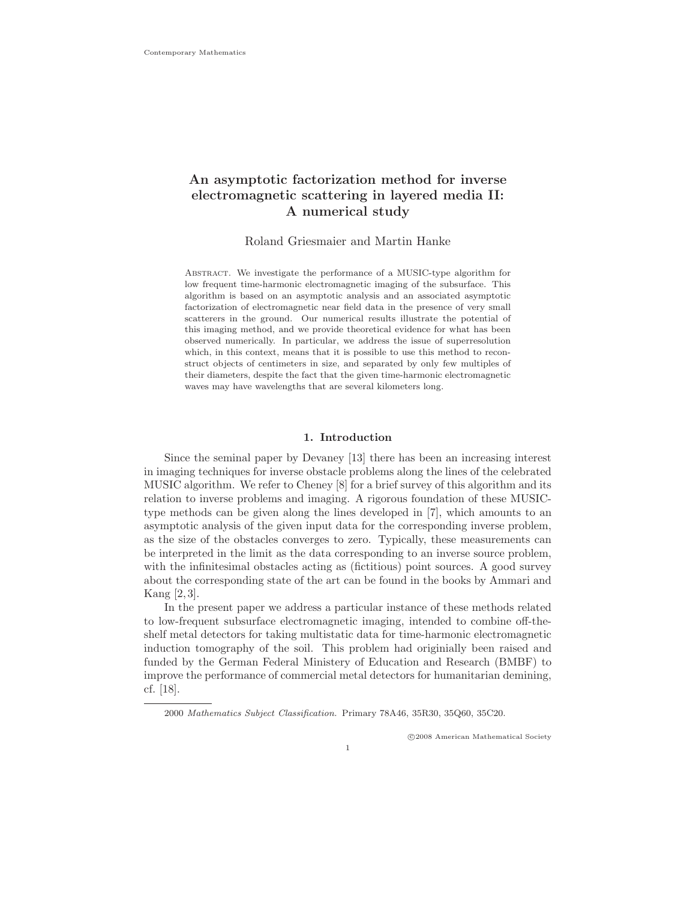# An asymptotic factorization method for inverse electromagnetic scattering in layered media II: A numerical study

Roland Griesmaier and Martin Hanke

Abstract. We investigate the performance of a MUSIC-type algorithm for low frequent time-harmonic electromagnetic imaging of the subsurface. This algorithm is based on an asymptotic analysis and an associated asymptotic factorization of electromagnetic near field data in the presence of very small scatterers in the ground. Our numerical results illustrate the potential of this imaging method, and we provide theoretical evidence for what has been observed numerically. In particular, we address the issue of superresolution which, in this context, means that it is possible to use this method to reconstruct objects of centimeters in size, and separated by only few multiples of their diameters, despite the fact that the given time-harmonic electromagnetic waves may have wavelengths that are several kilometers long.

## 1. Introduction

Since the seminal paper by Devaney [13] there has been an increasing interest in imaging techniques for inverse obstacle problems along the lines of the celebrated MUSIC algorithm. We refer to Cheney [8] for a brief survey of this algorithm and its relation to inverse problems and imaging. A rigorous foundation of these MUSIC-type methods can be given along the lines developed in [7], which amounts to an asymptotic analysis of the given input data for the corresponding inverse problem, as the size of the obstacles converges to zero. Typically, these measurements can be interpreted in the limit as the data corresponding to an inverse source problem, with the infinitesimal obstacles acting as (fictitious) point sources. A good survey about the corresponding state of the art can be found in the books by Ammari and Kang [2, 3].

In the present paper we address a particular instance of these methods related to low-frequent subsurface electromagnetic imaging, intended to combine off-the-shelf metal detectors for taking multistatic data for time-harmonic electromagnetic induction tomography of the soil. This problem had originially been raised and funded by the German Federal Ministery of Education and Research (BMBF) to improve the performance of commercial metal detectors for humanitarian demining, cf. [18].

2000 *Mathematics Subject Classification.* Primary 78A46, 35R30, 35Q60, 35C20.

©2008 American Mathematical Society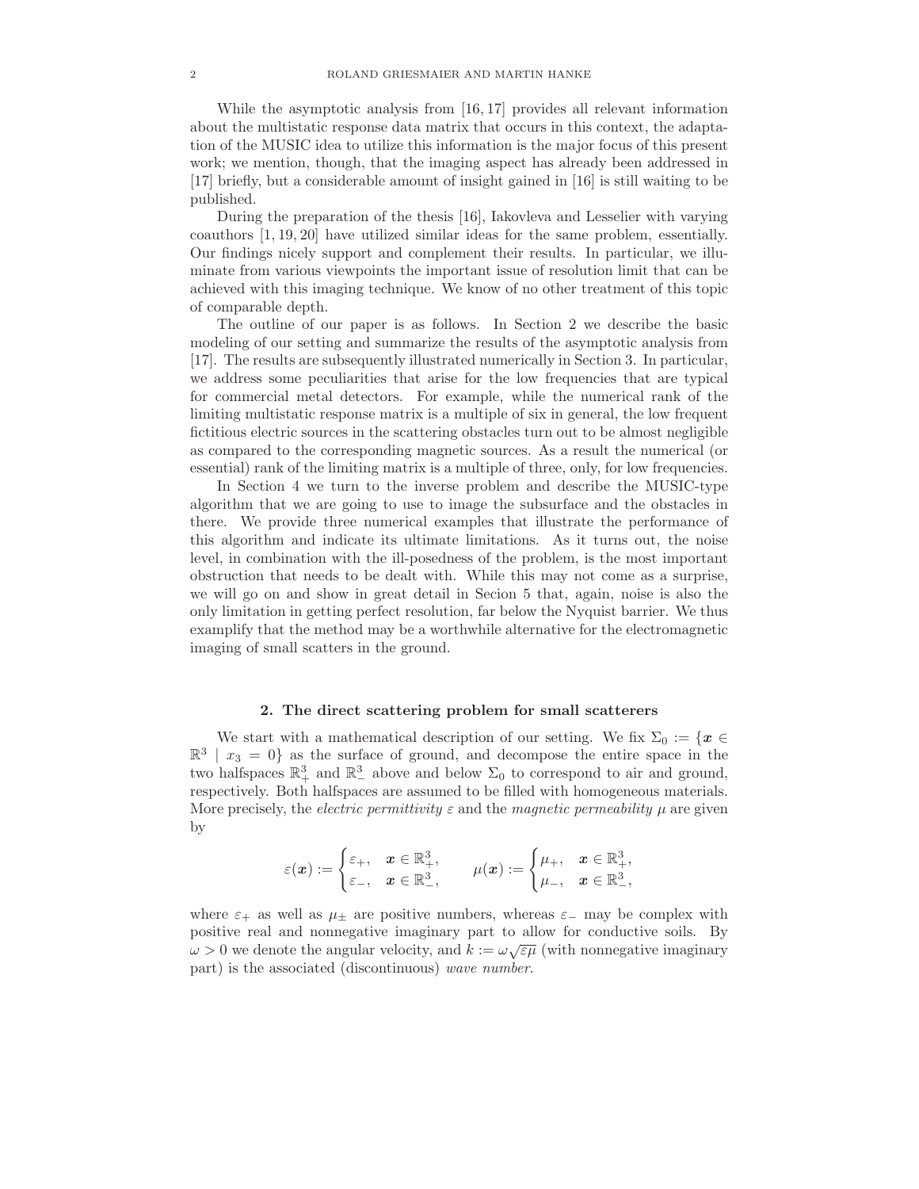While the asymptotic analysis from [16, 17] provides all relevant information about the multistatic response data matrix that occurs in this context, the adaptation of the MUSIC idea to utilize this information is the major focus of this present work; we mention, though, that the imaging aspect has already been addressed in [17] briefly, but a considerable amount of insight gained in [16] is still waiting to be published.

During the preparation of the thesis [16], Iakovleva and Lesselier with varying coauthors [1, 19, 20] have utilized similar ideas for the same problem, essentially. Our findings nicely support and complement their results. In particular, we illuminate from various viewpoints the important issue of resolution limit that can be achieved with this imaging technique. We know of no other treatment of this topic of comparable depth.

The outline of our paper is as follows. In Section 2 we describe the basic modeling of our setting and summarize the results of the asymptotic analysis from [17]. The results are subsequently illustrated numerically in Section 3. In particular, we address some peculiarities that arise for the low frequencies that are typical for commercial metal detectors. For example, while the numerical rank of the limiting multistatic response matrix is a multiple of six in general, the low frequent fictitious electric sources in the scattering obstacles turn out to be almost negligible as compared to the corresponding magnetic sources. As a result the numerical (or essential) rank of the limiting matrix is a multiple of three, only, for low frequencies.

In Section 4 we turn to the inverse problem and describe the MUSIC-type algorithm that we are going to use to image the subsurface and the obstacles in there. We provide three numerical examples that illustrate the performance of this algorithm and indicate its ultimate limitations. As it turns out, the noise level, in combination with the ill-posedness of the problem, is the most important obstruction that needs to be dealt with. While this may not come as a surprise, we will go on and show in great detail in Secion 5 that, again, noise is also the only limitation in getting perfect resolution, far below the Nyquist barrier. We thus examplify that the method may be a worthwhile alternative for the electromagnetic imaging of small scatters in the ground.

## 2. The direct scattering problem for small scatterers

We start with a mathematical description of our setting. We fix $\Sigma_0 := \{\boldsymbol{x} \in \mathbb{R}^3 \mid x_3 = 0\}$ as the surface of ground, and decompose the entire space in the two halfspaces $\mathbb{R}^3_+$ and $\mathbb{R}^3_-$ above and below $\Sigma_0$ to correspond to air and ground, respectively. Both halfspaces are assumed to be filled with homogeneous materials. More precisely, the *electric permittivity* $\varepsilon$ and the *magnetic permeability* $\mu$ are given by

$$\varepsilon(\boldsymbol{x}) := \begin{cases} \varepsilon_+, & \boldsymbol{x} \in \mathbb{R}^3_+, \\ \varepsilon_-, & \boldsymbol{x} \in \mathbb{R}^3_-, \end{cases} \qquad \mu(\boldsymbol{x}) := \begin{cases} \mu_+, & \boldsymbol{x} \in \mathbb{R}^3_+, \\ \mu_-, & \boldsymbol{x} \in \mathbb{R}^3_-, \end{cases}$$

where $\varepsilon_+$ as well as $\mu_\pm$ are positive numbers, whereas $\varepsilon_-$ may be complex with positive real and nonnegative imaginary part to allow for conductive soils. By $\omega > 0$ we denote the angular velocity, and $k := \omega\sqrt{\varepsilon\mu}$ (with nonnegative imaginary part) is the associated (discontinuous) *wave number*.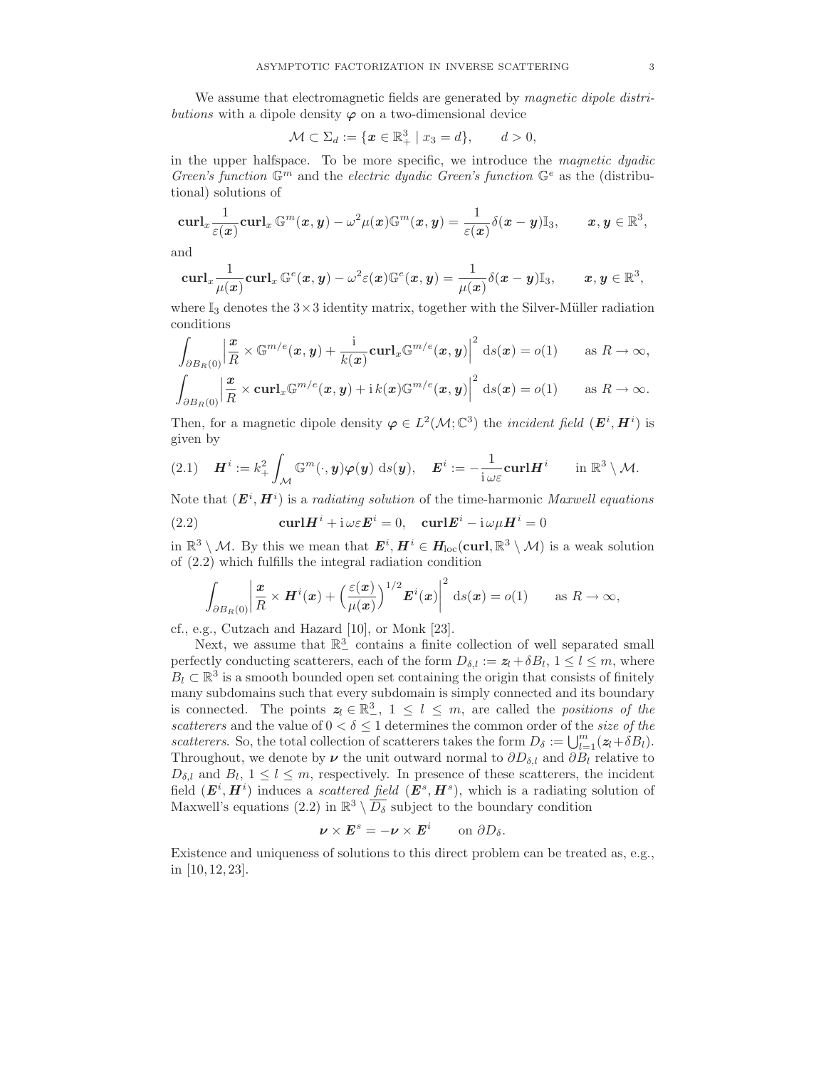We assume that electromagnetic fields are generated by *magnetic dipole distributions* with a dipole density $\boldsymbol{\varphi}$ on a two-dimensional device

$$\mathcal{M} \subset \Sigma_d := \{\boldsymbol{x} \in \mathbb{R}^3_+ \mid x_3 = d\}, \qquad d > 0,$$

in the upper halfspace. To be more specific, we introduce the *magnetic dyadic Green's function* $\mathbb{G}^m$ and the *electric dyadic Green's function* $\mathbb{G}^e$ as the (distributional) solutions of

$$\mathbf{curl}_x \frac{1}{\varepsilon(\boldsymbol{x})} \mathbf{curl}_x \, \mathbb{G}^m(\boldsymbol{x}, \boldsymbol{y}) - \omega^2 \mu(\boldsymbol{x}) \mathbb{G}^m(\boldsymbol{x}, \boldsymbol{y}) = \frac{1}{\varepsilon(\boldsymbol{x})} \delta(\boldsymbol{x} - \boldsymbol{y}) \mathbb{I}_3, \qquad \boldsymbol{x}, \boldsymbol{y} \in \mathbb{R}^3,$$

and

$$\mathbf{curl}_x \frac{1}{\mu(\boldsymbol{x})} \mathbf{curl}_x \, \mathbb{G}^e(\boldsymbol{x}, \boldsymbol{y}) - \omega^2 \varepsilon(\boldsymbol{x}) \mathbb{G}^e(\boldsymbol{x}, \boldsymbol{y}) = \frac{1}{\mu(\boldsymbol{x})} \delta(\boldsymbol{x} - \boldsymbol{y}) \mathbb{I}_3, \qquad \boldsymbol{x}, \boldsymbol{y} \in \mathbb{R}^3,$$

where $\mathbb{I}_3$ denotes the $3 \times 3$ identity matrix, together with the Silver-Müller radiation conditions

$$\int_{\partial B_R(0)} \Big| \frac{\boldsymbol{x}}{R} \times \mathbb{G}^{m/e}(\boldsymbol{x}, \boldsymbol{y}) + \frac{\mathrm{i}}{k(\boldsymbol{x})} \mathbf{curl}_x \mathbb{G}^{m/e}(\boldsymbol{x}, \boldsymbol{y}) \Big|^2 \, \mathrm{d}s(\boldsymbol{x}) = o(1) \qquad \text{as } R \to \infty,$$

$$\int_{\partial B_R(0)} \Big| \frac{\boldsymbol{x}}{R} \times \mathbf{curl}_x \mathbb{G}^{m/e}(\boldsymbol{x}, \boldsymbol{y}) + \mathrm{i}\, k(\boldsymbol{x}) \mathbb{G}^{m/e}(\boldsymbol{x}, \boldsymbol{y}) \Big|^2 \, \mathrm{d}s(\boldsymbol{x}) = o(1) \qquad \text{as } R \to \infty.$$

Then, for a magnetic dipole density $\boldsymbol{\varphi} \in L^2(\mathcal{M}; \mathbb{C}^3)$ the *incident field* $(\boldsymbol{E}^i, \boldsymbol{H}^i)$ is given by

$$\boldsymbol{H}^i := k_+^2 \int_{\mathcal{M}} \mathbb{G}^m(\cdot, \boldsymbol{y}) \boldsymbol{\varphi}(\boldsymbol{y}) \, \mathrm{d}s(\boldsymbol{y}), \quad \boldsymbol{E}^i := -\frac{1}{\mathrm{i}\,\omega\varepsilon} \mathbf{curl} \boldsymbol{H}^i \qquad \text{in } \mathbb{R}^3 \setminus \mathcal{M}. \tag{2.1}$$

Note that $(\boldsymbol{E}^i, \boldsymbol{H}^i)$ is a *radiating solution* of the time-harmonic *Maxwell equations*

$$\mathbf{curl} \boldsymbol{H}^i + \mathrm{i}\,\omega\varepsilon \boldsymbol{E}^i = 0, \quad \mathbf{curl} \boldsymbol{E}^i - \mathrm{i}\,\omega\mu \boldsymbol{H}^i = 0 \tag{2.2}$$

in $\mathbb{R}^3 \setminus \mathcal{M}$. By this we mean that $\boldsymbol{E}^i, \boldsymbol{H}^i \in \boldsymbol{H}_{\mathrm{loc}}(\mathbf{curl}, \mathbb{R}^3 \setminus \mathcal{M})$ is a weak solution of (2.2) which fulfills the integral radiation condition

$$\int_{\partial B_R(0)} \left| \frac{\boldsymbol{x}}{R} \times \boldsymbol{H}^i(\boldsymbol{x}) + \Big( \frac{\varepsilon(\boldsymbol{x})}{\mu(\boldsymbol{x})} \Big)^{1/2} \boldsymbol{E}^i(\boldsymbol{x}) \right|^2 \mathrm{d}s(\boldsymbol{x}) = o(1) \qquad \text{as } R \to \infty,$$

cf., e.g., Cutzach and Hazard [10], or Monk [23].

Next, we assume that $\mathbb{R}^3_-$ contains a finite collection of well separated small perfectly conducting scatterers, each of the form $D_{\delta,l} := \boldsymbol{z}_l + \delta B_l$, $1 \le l \le m$, where $B_l \subset \mathbb{R}^3$ is a smooth bounded open set containing the origin that consists of finitely many subdomains such that every subdomain is simply connected and its boundary is connected. The points $\boldsymbol{z}_l \in \mathbb{R}^3_-$, $1 \le l \le m$, are called the *positions of the scatterers* and the value of $0 < \delta \le 1$ determines the common order of the *size of the scatterers*. So, the total collection of scatterers takes the form $D_\delta := \bigcup_{l=1}^m (\boldsymbol{z}_l + \delta B_l)$. Throughout, we denote by $\boldsymbol{\nu}$ the unit outward normal to $\partial D_{\delta,l}$ and $\partial B_l$ relative to $D_{\delta,l}$ and $B_l$, $1 \le l \le m$, respectively. In presence of these scatterers, the incident field $(\boldsymbol{E}^i, \boldsymbol{H}^i)$ induces a *scattered field* $(\boldsymbol{E}^s, \boldsymbol{H}^s)$, which is a radiating solution of Maxwell's equations (2.2) in $\mathbb{R}^3 \setminus \overline{D_\delta}$ subject to the boundary condition

$$\boldsymbol{\nu} \times \boldsymbol{E}^s = -\boldsymbol{\nu} \times \boldsymbol{E}^i \qquad \text{on } \partial D_\delta.$$

Existence and uniqueness of solutions to this direct problem can be treated as, e.g., in [10, 12, 23].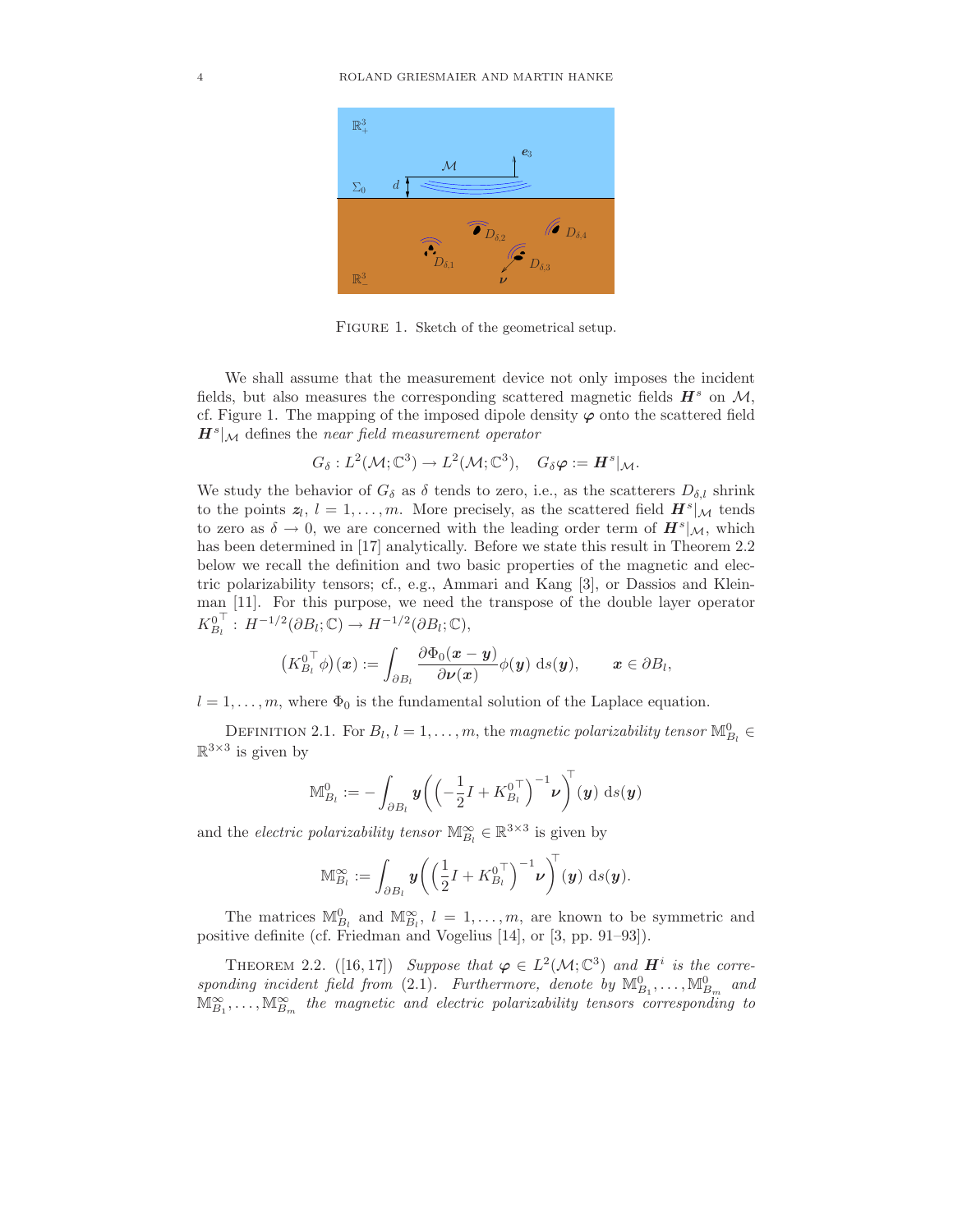FIGURE 1. Sketch of the geometrical setup.

We shall assume that the measurement device not only imposes the incident fields, but also measures the corresponding scattered magnetic fields $\boldsymbol{H}^s$ on $\mathcal{M}$, cf. Figure 1. The mapping of the imposed dipole density $\boldsymbol{\varphi}$ onto the scattered field $\boldsymbol{H}^s|_{\mathcal{M}}$ defines the *near field measurement operator*

$$G_\delta : L^2(\mathcal{M};\mathbb{C}^3) \to L^2(\mathcal{M};\mathbb{C}^3), \quad G_\delta \boldsymbol{\varphi} := \boldsymbol{H}^s|_{\mathcal{M}}.$$

We study the behavior of $G_\delta$ as $\delta$ tends to zero, i.e., as the scatterers $D_{\delta,l}$ shrink to the points $\boldsymbol{z}_l$, $l = 1,\dots,m$. More precisely, as the scattered field $\boldsymbol{H}^s|_{\mathcal{M}}$ tends to zero as $\delta \to 0$, we are concerned with the leading order term of $\boldsymbol{H}^s|_{\mathcal{M}}$, which has been determined in [17] analytically. Before we state this result in Theorem 2.2 below we recall the definition and two basic properties of the magnetic and electric polarizability tensors; cf., e.g., Ammari and Kang [3], or Dassios and Kleinman [11]. For this purpose, we need the transpose of the double layer operator $K_{B_l}^{0\,\top} : H^{-1/2}(\partial B_l;\mathbb{C}) \to H^{-1/2}(\partial B_l;\mathbb{C})$,

$$\big(K_{B_l}^{0\,\top}\phi\big)(\boldsymbol{x}) := \int_{\partial B_l} \frac{\partial \Phi_0(\boldsymbol{x}-\boldsymbol{y})}{\partial \boldsymbol{\nu}(\boldsymbol{x})}\phi(\boldsymbol{y})\,\mathrm{d}s(\boldsymbol{y}), \qquad \boldsymbol{x} \in \partial B_l,$$

$l = 1,\dots,m$, where $\Phi_0$ is the fundamental solution of the Laplace equation.

DEFINITION 2.1. For $B_l$, $l = 1,\dots,m$, the *magnetic polarizability tensor* $\mathbb{M}_{B_l}^0 \in \mathbb{R}^{3\times 3}$ is given by

$$\mathbb{M}_{B_l}^0 := -\int_{\partial B_l} \boldsymbol{y}\bigg(\Big(-\frac{1}{2}I + K_{B_l}^{0\,\top}\Big)^{-1}\boldsymbol{\nu}\bigg)^{\!\top}(\boldsymbol{y})\,\mathrm{d}s(\boldsymbol{y})$$

and the *electric polarizability tensor* $\mathbb{M}_{B_l}^\infty \in \mathbb{R}^{3\times 3}$ is given by

$$\mathbb{M}_{B_l}^\infty := \int_{\partial B_l} \boldsymbol{y}\bigg(\Big(\frac{1}{2}I + K_{B_l}^{0\,\top}\Big)^{-1}\boldsymbol{\nu}\bigg)^{\!\top}(\boldsymbol{y})\,\mathrm{d}s(\boldsymbol{y}).$$

The matrices $\mathbb{M}_{B_l}^0$ and $\mathbb{M}_{B_l}^\infty$, $l = 1,\dots,m$, are known to be symmetric and positive definite (cf. Friedman and Vogelius [14], or [3, pp. 91–93]).

THEOREM 2.2. ([16,17]) *Suppose that $\boldsymbol{\varphi} \in L^2(\mathcal{M};\mathbb{C}^3)$ and $\boldsymbol{H}^i$ is the corresponding incident field from* (2.1). *Furthermore, denote by $\mathbb{M}_{B_1}^0,\dots,\mathbb{M}_{B_m}^0$ and $\mathbb{M}_{B_1}^\infty,\dots,\mathbb{M}_{B_m}^\infty$ the magnetic and electric polarizability tensors corresponding to*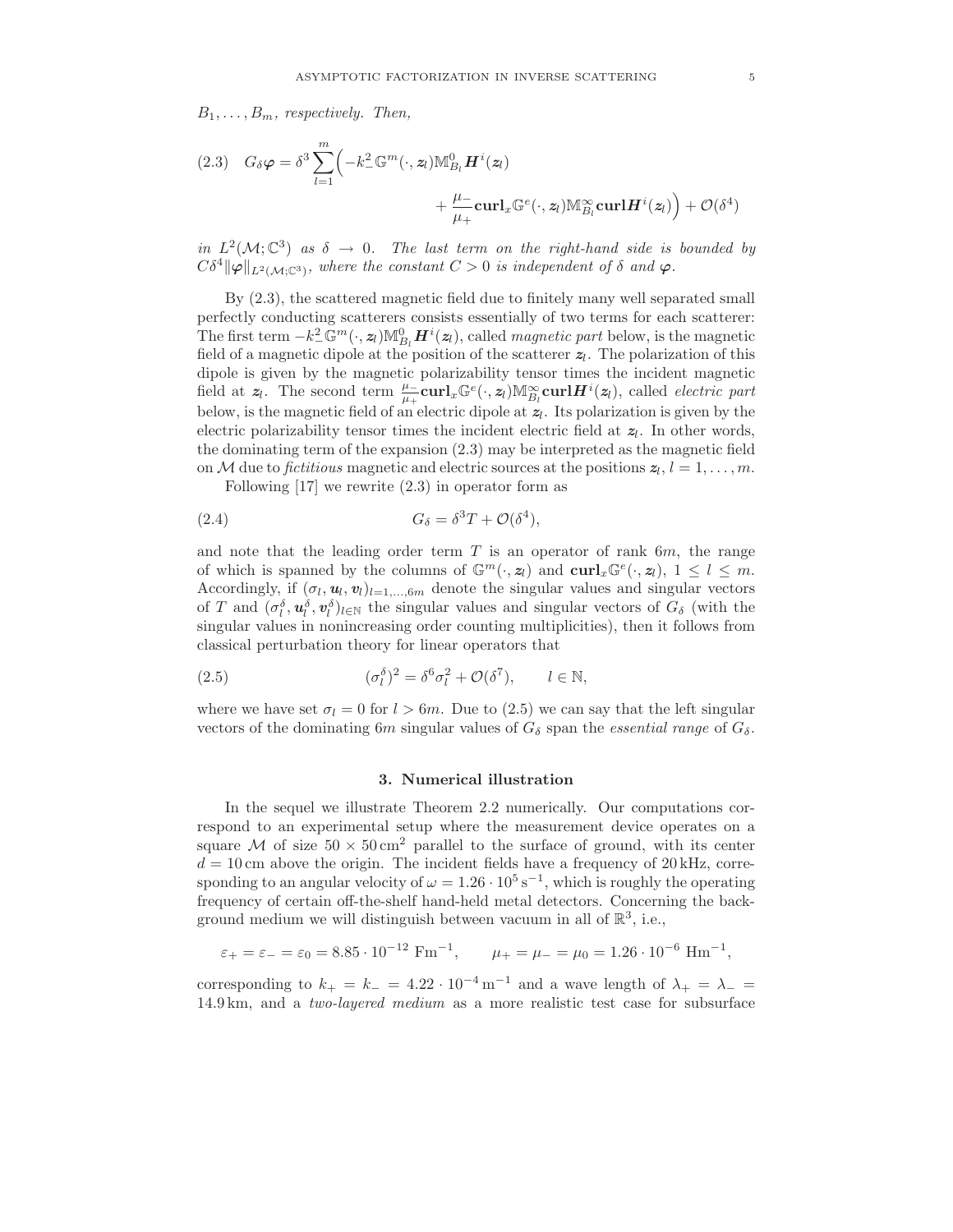$B_1, \dots, B_m$, *respectively. Then,*

$$G_\delta \boldsymbol{\varphi} = \delta^3 \sum_{l=1}^{m} \Big( -k_-^2\, \mathbb{G}^m(\cdot, \boldsymbol{z}_l) \mathbb{M}^0_{B_l} \boldsymbol{H}^i(\boldsymbol{z}_l) + \frac{\mu_-}{\mu_+} \mathbf{curl}_x \mathbb{G}^e(\cdot, \boldsymbol{z}_l) \mathbb{M}^\infty_{B_l} \mathbf{curl} \boldsymbol{H}^i(\boldsymbol{z}_l) \Big) + \mathcal{O}(\delta^4) \tag{2.3}$$

*in* $L^2(\mathcal{M}; \mathbb{C}^3)$ *as* $\delta \to 0$. *The last term on the right-hand side is bounded by* $C\delta^4 \|\boldsymbol{\varphi}\|_{L^2(\mathcal{M};\mathbb{C}^3)}$, *where the constant* $C > 0$ *is independent of* $\delta$ *and* $\boldsymbol{\varphi}$.

By (2.3), the scattered magnetic field due to finitely many well separated small perfectly conducting scatterers consists essentially of two terms for each scatterer: The first term $-k_-^2\, \mathbb{G}^m(\cdot, \boldsymbol{z}_l) \mathbb{M}^0_{B_l} \boldsymbol{H}^i(\boldsymbol{z}_l)$, called *magnetic part* below, is the magnetic field of a magnetic dipole at the position of the scatterer $\boldsymbol{z}_l$. The polarization of this dipole is given by the magnetic polarizability tensor times the incident magnetic field at $\boldsymbol{z}_l$. The second term $\frac{\mu_-}{\mu_+} \mathbf{curl}_x \mathbb{G}^e(\cdot, \boldsymbol{z}_l) \mathbb{M}^\infty_{B_l} \mathbf{curl} \boldsymbol{H}^i(\boldsymbol{z}_l)$, called *electric part* below, is the magnetic field of an electric dipole at $\boldsymbol{z}_l$. Its polarization is given by the electric polarizability tensor times the incident electric field at $\boldsymbol{z}_l$. In other words, the dominating term of the expansion (2.3) may be interpreted as the magnetic field on $\mathcal{M}$ due to *fictitious* magnetic and electric sources at the positions $\boldsymbol{z}_l$, $l = 1, \dots, m$.

Following [17] we rewrite (2.3) in operator form as

$$G_\delta = \delta^3 T + \mathcal{O}(\delta^4), \tag{2.4}$$

and note that the leading order term $T$ is an operator of rank $6m$, the range of which is spanned by the columns of $\mathbb{G}^m(\cdot, \boldsymbol{z}_l)$ and $\mathbf{curl}_x \mathbb{G}^e(\cdot, \boldsymbol{z}_l)$, $1 \le l \le m$. Accordingly, if $(\sigma_l, \boldsymbol{u}_l, \boldsymbol{v}_l)_{l=1,\dots,6m}$ denote the singular values and singular vectors of $T$ and $(\sigma_l^\delta, \boldsymbol{u}_l^\delta, \boldsymbol{v}_l^\delta)_{l\in\mathbb{N}}$ the singular values and singular vectors of $G_\delta$ (with the singular values in nonincreasing order counting multiplicities), then it follows from classical perturbation theory for linear operators that

$$(\sigma_l^\delta)^2 = \delta^6 \sigma_l^2 + \mathcal{O}(\delta^7), \qquad l \in \mathbb{N}, \tag{2.5}$$

where we have set $\sigma_l = 0$ for $l > 6m$. Due to (2.5) we can say that the left singular vectors of the dominating $6m$ singular values of $G_\delta$ span the *essential range* of $G_\delta$.

## 3. Numerical illustration

In the sequel we illustrate Theorem 2.2 numerically. Our computations correspond to an experimental setup where the measurement device operates on a square $\mathcal{M}$ of size $50 \times 50\,\text{cm}^2$ parallel to the surface of ground, with its center $d = 10\,\text{cm}$ above the origin. The incident fields have a frequency of $20\,\text{kHz}$, corresponding to an angular velocity of $\omega = 1.26 \cdot 10^5\,\text{s}^{-1}$, which is roughly the operating frequency of certain off-the-shelf hand-held metal detectors. Concerning the background medium we will distinguish between vacuum in all of $\mathbb{R}^3$, i.e.,

$$\varepsilon_+ = \varepsilon_- = \varepsilon_0 = 8.85 \cdot 10^{-12}\ \text{Fm}^{-1}, \qquad \mu_+ = \mu_- = \mu_0 = 1.26 \cdot 10^{-6}\ \text{Hm}^{-1},$$

corresponding to $k_+ = k_- = 4.22 \cdot 10^{-4}\,\text{m}^{-1}$ and a wave length of $\lambda_+ = \lambda_- = 14.9\,\text{km}$, and a *two-layered medium* as a more realistic test case for subsurface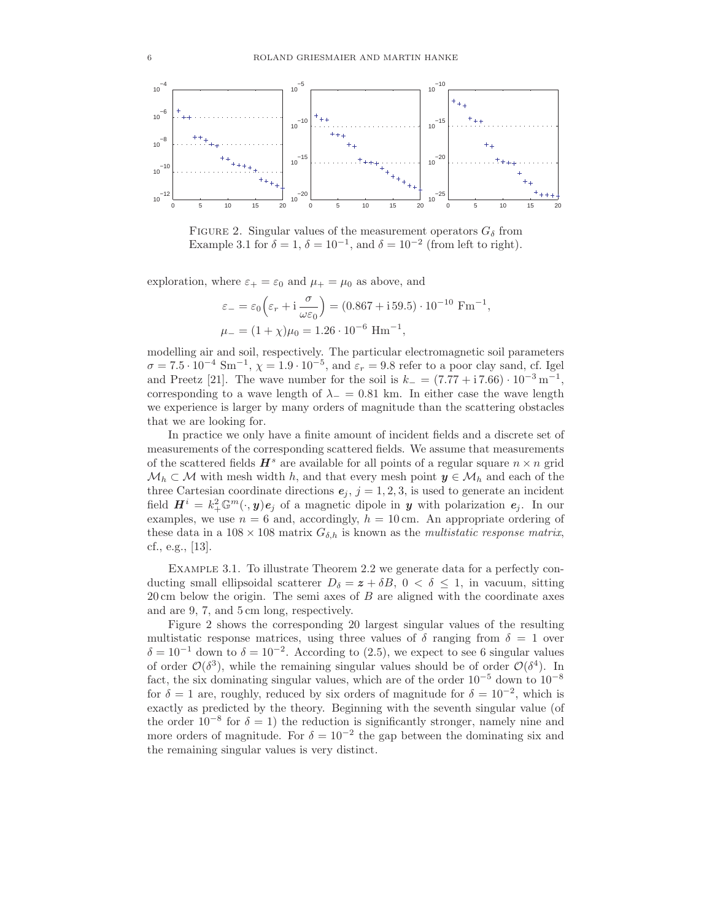FIGURE 2. Singular values of the measurement operators $G_\delta$ from Example 3.1 for $\delta = 1$, $\delta = 10^{-1}$, and $\delta = 10^{-2}$ (from left to right).

exploration, where $\varepsilon_+ = \varepsilon_0$ and $\mu_+ = \mu_0$ as above, and

$$\varepsilon_- = \varepsilon_0\Big(\varepsilon_r + \mathrm{i}\,\frac{\sigma}{\omega\varepsilon_0}\Big) = (0.867 + \mathrm{i}\,59.5)\cdot 10^{-10}\ \mathrm{Fm}^{-1},$$
$$\mu_- = (1+\chi)\mu_0 = 1.26\cdot 10^{-6}\ \mathrm{Hm}^{-1},$$

modelling air and soil, respectively. The particular electromagnetic soil parameters $\sigma = 7.5\cdot 10^{-4}\ \mathrm{Sm}^{-1}$, $\chi = 1.9\cdot 10^{-5}$, and $\varepsilon_r = 9.8$ refer to a poor clay sand, cf. Igel and Preetz [21]. The wave number for the soil is $k_- = (7.77 + \mathrm{i}\,7.66)\cdot 10^{-3}\,\mathrm{m}^{-1}$, corresponding to a wave length of $\lambda_- = 0.81$ km. In either case the wave length we experience is larger by many orders of magnitude than the scattering obstacles that we are looking for.

In practice we only have a finite amount of incident fields and a discrete set of measurements of the corresponding scattered fields. We assume that measurements of the scattered fields $\boldsymbol{H}^s$ are available for all points of a regular square $n\times n$ grid $\mathcal{M}_h \subset \mathcal{M}$ with mesh width $h$, and that every mesh point $\boldsymbol{y}\in\mathcal{M}_h$ and each of the three Cartesian coordinate directions $\boldsymbol{e}_j$, $j = 1,2,3$, is used to generate an incident field $\boldsymbol{H}^i = k_+^2\mathbb{G}^m(\cdot,\boldsymbol{y})\boldsymbol{e}_j$ of a magnetic dipole in $\boldsymbol{y}$ with polarization $\boldsymbol{e}_j$. In our examples, we use $n = 6$ and, accordingly, $h = 10$ cm. An appropriate ordering of these data in a $108\times 108$ matrix $G_{\delta,h}$ is known as the *multistatic response matrix*, cf., e.g., [13].

EXAMPLE 3.1. To illustrate Theorem 2.2 we generate data for a perfectly conducting small ellipsoidal scatterer $D_\delta = \boldsymbol{z} + \delta B$, $0 < \delta \le 1$, in vacuum, sitting 20 cm below the origin. The semi axes of $B$ are aligned with the coordinate axes and are 9, 7, and 5 cm long, respectively.

Figure 2 shows the corresponding 20 largest singular values of the resulting multistatic response matrices, using three values of $\delta$ ranging from $\delta = 1$ over $\delta = 10^{-1}$ down to $\delta = 10^{-2}$. According to (2.5), we expect to see 6 singular values of order $\mathcal{O}(\delta^3)$, while the remaining singular values should be of order $\mathcal{O}(\delta^4)$. In fact, the six dominating singular values, which are of the order $10^{-5}$ down to $10^{-8}$ for $\delta = 1$ are, roughly, reduced by six orders of magnitude for $\delta = 10^{-2}$, which is exactly as predicted by the theory. Beginning with the seventh singular value (of the order $10^{-8}$ for $\delta = 1$) the reduction is significantly stronger, namely nine and more orders of magnitude. For $\delta = 10^{-2}$ the gap between the dominating six and the remaining singular values is very distinct.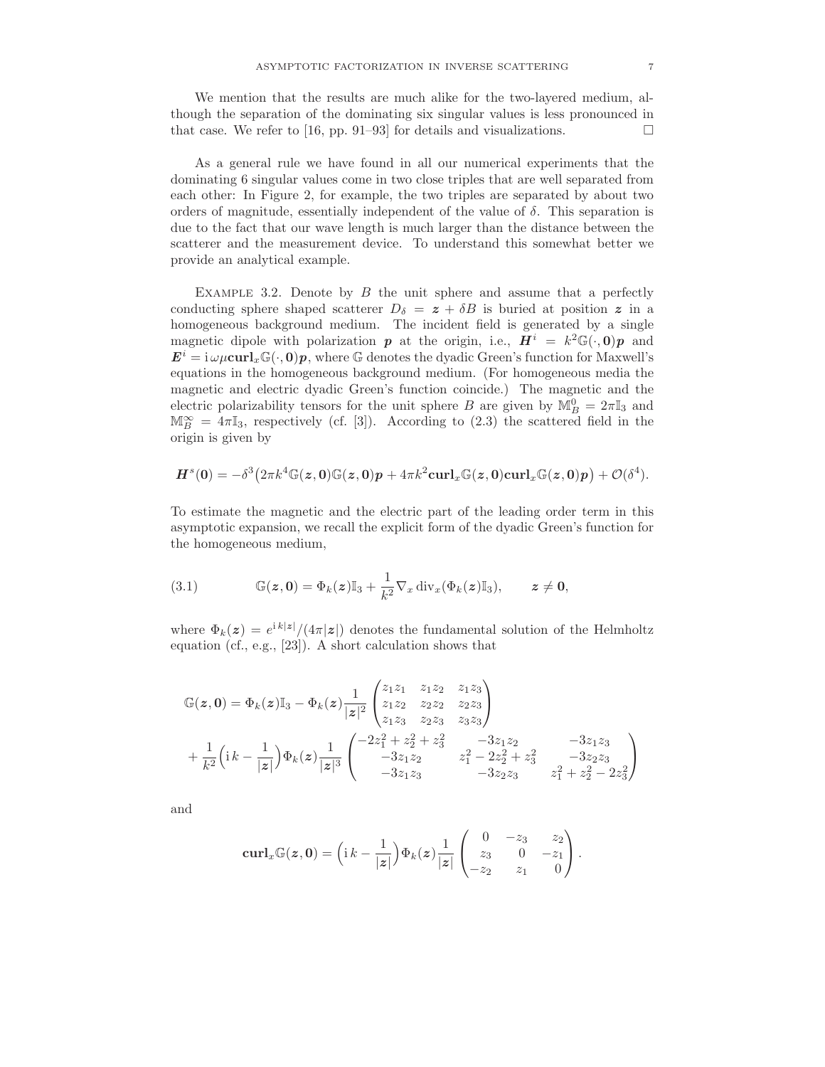We mention that the results are much alike for the two-layered medium, although the separation of the dominating six singular values is less pronounced in that case. We refer to [16, pp. 91–93] for details and visualizations. □

As a general rule we have found in all our numerical experiments that the dominating 6 singular values come in two close triples that are well separated from each other: In Figure 2, for example, the two triples are separated by about two orders of magnitude, essentially independent of the value of $\delta$. This separation is due to the fact that our wave length is much larger than the distance between the scatterer and the measurement device. To understand this somewhat better we provide an analytical example.

Example 3.2. Denote by $B$ the unit sphere and assume that a perfectly conducting sphere shaped scatterer $D_\delta = \boldsymbol{z} + \delta B$ is buried at position $\boldsymbol{z}$ in a homogeneous background medium. The incident field is generated by a single magnetic dipole with polarization $\boldsymbol{p}$ at the origin, i.e., $\boldsymbol{H}^i = k^2 \mathbb{G}(\cdot, \boldsymbol{0})\boldsymbol{p}$ and $\boldsymbol{E}^i = \mathrm{i}\,\omega\mu\,\mathbf{curl}_x \mathbb{G}(\cdot, \boldsymbol{0})\boldsymbol{p}$, where $\mathbb{G}$ denotes the dyadic Green's function for Maxwell's equations in the homogeneous background medium. (For homogeneous media the magnetic and electric dyadic Green's function coincide.) The magnetic and the electric polarizability tensors for the unit sphere $B$ are given by $\mathbb{M}_B^0 = 2\pi\mathbb{I}_3$ and $\mathbb{M}_B^\infty = 4\pi\mathbb{I}_3$, respectively (cf. [3]). According to (2.3) the scattered field in the origin is given by

$$\boldsymbol{H}^s(\boldsymbol{0}) = -\delta^3\big(2\pi k^4 \mathbb{G}(\boldsymbol{z}, \boldsymbol{0})\mathbb{G}(\boldsymbol{z}, \boldsymbol{0})\boldsymbol{p} + 4\pi k^2 \mathbf{curl}_x \mathbb{G}(\boldsymbol{z}, \boldsymbol{0})\mathbf{curl}_x \mathbb{G}(\boldsymbol{z}, \boldsymbol{0})\boldsymbol{p}\big) + \mathcal{O}(\delta^4).$$

To estimate the magnetic and the electric part of the leading order term in this asymptotic expansion, we recall the explicit form of the dyadic Green's function for the homogeneous medium,

$$\mathbb{G}(\boldsymbol{z}, \boldsymbol{0}) = \Phi_k(\boldsymbol{z})\mathbb{I}_3 + \frac{1}{k^2}\nabla_x \operatorname{div}_x(\Phi_k(\boldsymbol{z})\mathbb{I}_3), \qquad \boldsymbol{z} \neq \boldsymbol{0}, \tag{3.1}$$

where $\Phi_k(\boldsymbol{z}) = e^{\mathrm{i}\,k|\boldsymbol{z}|}/(4\pi|\boldsymbol{z}|)$ denotes the fundamental solution of the Helmholtz equation (cf., e.g., [23]). A short calculation shows that

$$\begin{aligned}
\mathbb{G}(\boldsymbol{z}, \boldsymbol{0}) &= \Phi_k(\boldsymbol{z})\mathbb{I}_3 - \Phi_k(\boldsymbol{z})\frac{1}{|\boldsymbol{z}|^2}\begin{pmatrix} z_1 z_1 & z_1 z_2 & z_1 z_3 \\ z_1 z_2 & z_2 z_2 & z_2 z_3 \\ z_1 z_3 & z_2 z_3 & z_3 z_3 \end{pmatrix} \\
&+ \frac{1}{k^2}\Big(\mathrm{i}\,k - \frac{1}{|\boldsymbol{z}|}\Big)\Phi_k(\boldsymbol{z})\frac{1}{|\boldsymbol{z}|^3}\begin{pmatrix} -2z_1^2 + z_2^2 + z_3^2 & -3z_1 z_2 & -3z_1 z_3 \\ -3z_1 z_2 & z_1^2 - 2z_2^2 + z_3^2 & -3z_2 z_3 \\ -3z_1 z_3 & -3z_2 z_3 & z_1^2 + z_2^2 - 2z_3^2 \end{pmatrix}
\end{aligned}$$

and

$$\mathbf{curl}_x \mathbb{G}(\boldsymbol{z}, \boldsymbol{0}) = \Big(\mathrm{i}\,k - \frac{1}{|\boldsymbol{z}|}\Big)\Phi_k(\boldsymbol{z})\frac{1}{|\boldsymbol{z}|}\begin{pmatrix} 0 & -z_3 & z_2 \\ z_3 & 0 & -z_1 \\ -z_2 & z_1 & 0 \end{pmatrix}.$$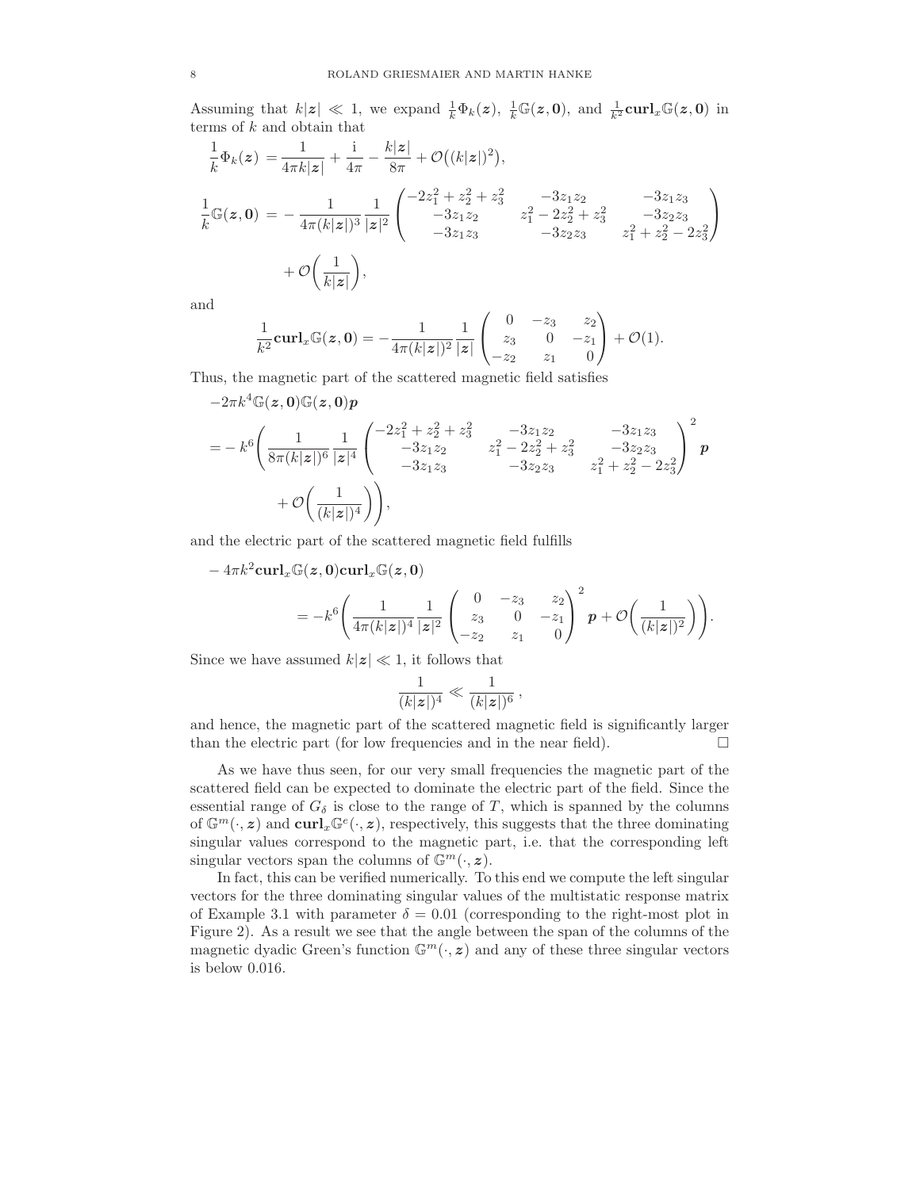Assuming that $k|\boldsymbol{z}| \ll 1$, we expand $\frac{1}{k}\Phi_k(\boldsymbol{z})$, $\frac{1}{k}\mathbb{G}(\boldsymbol{z},\boldsymbol{0})$, and $\frac{1}{k^2}\mathbf{curl}_x\mathbb{G}(\boldsymbol{z},\boldsymbol{0})$ in terms of $k$ and obtain that

$$
\begin{aligned}
\frac{1}{k}\Phi_k(\boldsymbol{z}) &= \frac{1}{4\pi k|\boldsymbol{z}|} + \frac{\mathrm{i}}{4\pi} - \frac{k|\boldsymbol{z}|}{8\pi} + \mathcal{O}\big((k|\boldsymbol{z}|)^2\big),\\
\frac{1}{k}\mathbb{G}(\boldsymbol{z},\boldsymbol{0}) &= -\frac{1}{4\pi(k|\boldsymbol{z}|)^3}\frac{1}{|\boldsymbol{z}|^2}\begin{pmatrix} -2z_1^2+z_2^2+z_3^2 & -3z_1z_2 & -3z_1z_3\\ -3z_1z_2 & z_1^2-2z_2^2+z_3^2 & -3z_2z_3\\ -3z_1z_3 & -3z_2z_3 & z_1^2+z_2^2-2z_3^2\end{pmatrix}\\
&\quad + \mathcal{O}\Big(\frac{1}{k|\boldsymbol{z}|}\Big),
\end{aligned}
$$

and

$$
\frac{1}{k^2}\mathbf{curl}_x\mathbb{G}(\boldsymbol{z},\boldsymbol{0}) = -\frac{1}{4\pi(k|\boldsymbol{z}|)^2}\frac{1}{|\boldsymbol{z}|}\begin{pmatrix} 0 & -z_3 & z_2\\ z_3 & 0 & -z_1\\ -z_2 & z_1 & 0\end{pmatrix} + \mathcal{O}(1).
$$

Thus, the magnetic part of the scattered magnetic field satisfies

$$
\begin{aligned}
&-2\pi k^4\mathbb{G}(\boldsymbol{z},\boldsymbol{0})\mathbb{G}(\boldsymbol{z},\boldsymbol{0})\boldsymbol{p}\\
&= -k^6\Bigg(\frac{1}{8\pi(k|\boldsymbol{z}|)^6}\frac{1}{|\boldsymbol{z}|^4}\begin{pmatrix} -2z_1^2+z_2^2+z_3^2 & -3z_1z_2 & -3z_1z_3\\ -3z_1z_2 & z_1^2-2z_2^2+z_3^2 & -3z_2z_3\\ -3z_1z_3 & -3z_2z_3 & z_1^2+z_2^2-2z_3^2\end{pmatrix}^2\boldsymbol{p}\\
&\qquad + \mathcal{O}\Big(\frac{1}{(k|\boldsymbol{z}|)^4}\Big)\Bigg),
\end{aligned}
$$

and the electric part of the scattered magnetic field fulfills

$$
\begin{aligned}
&-4\pi k^2\mathbf{curl}_x\mathbb{G}(\boldsymbol{z},\boldsymbol{0})\mathbf{curl}_x\mathbb{G}(\boldsymbol{z},\boldsymbol{0})\\
&\qquad = -k^6\Bigg(\frac{1}{4\pi(k|\boldsymbol{z}|)^4}\frac{1}{|\boldsymbol{z}|^2}\begin{pmatrix} 0 & -z_3 & z_2\\ z_3 & 0 & -z_1\\ -z_2 & z_1 & 0\end{pmatrix}^2\boldsymbol{p} + \mathcal{O}\Big(\frac{1}{(k|\boldsymbol{z}|)^2}\Big)\Bigg).
\end{aligned}
$$

Since we have assumed $k|\boldsymbol{z}| \ll 1$, it follows that

$$
\frac{1}{(k|\boldsymbol{z}|)^4} \ll \frac{1}{(k|\boldsymbol{z}|)^6}\,,
$$

and hence, the magnetic part of the scattered magnetic field is significantly larger than the electric part (for low frequencies and in the near field). $\square$

As we have thus seen, for our very small frequencies the magnetic part of the scattered field can be expected to dominate the electric part of the field. Since the essential range of $G_\delta$ is close to the range of $T$, which is spanned by the columns of $\mathbb{G}^m(\cdot,\boldsymbol{z})$ and $\mathbf{curl}_x\mathbb{G}^e(\cdot,\boldsymbol{z})$, respectively, this suggests that the three dominating singular values correspond to the magnetic part, i.e. that the corresponding left singular vectors span the columns of $\mathbb{G}^m(\cdot,\boldsymbol{z})$.

In fact, this can be verified numerically. To this end we compute the left singular vectors for the three dominating singular values of the multistatic response matrix of Example 3.1 with parameter $\delta = 0.01$ (corresponding to the right-most plot in Figure 2). As a result we see that the angle between the span of the columns of the magnetic dyadic Green's function $\mathbb{G}^m(\cdot,\boldsymbol{z})$ and any of these three singular vectors is below 0.016.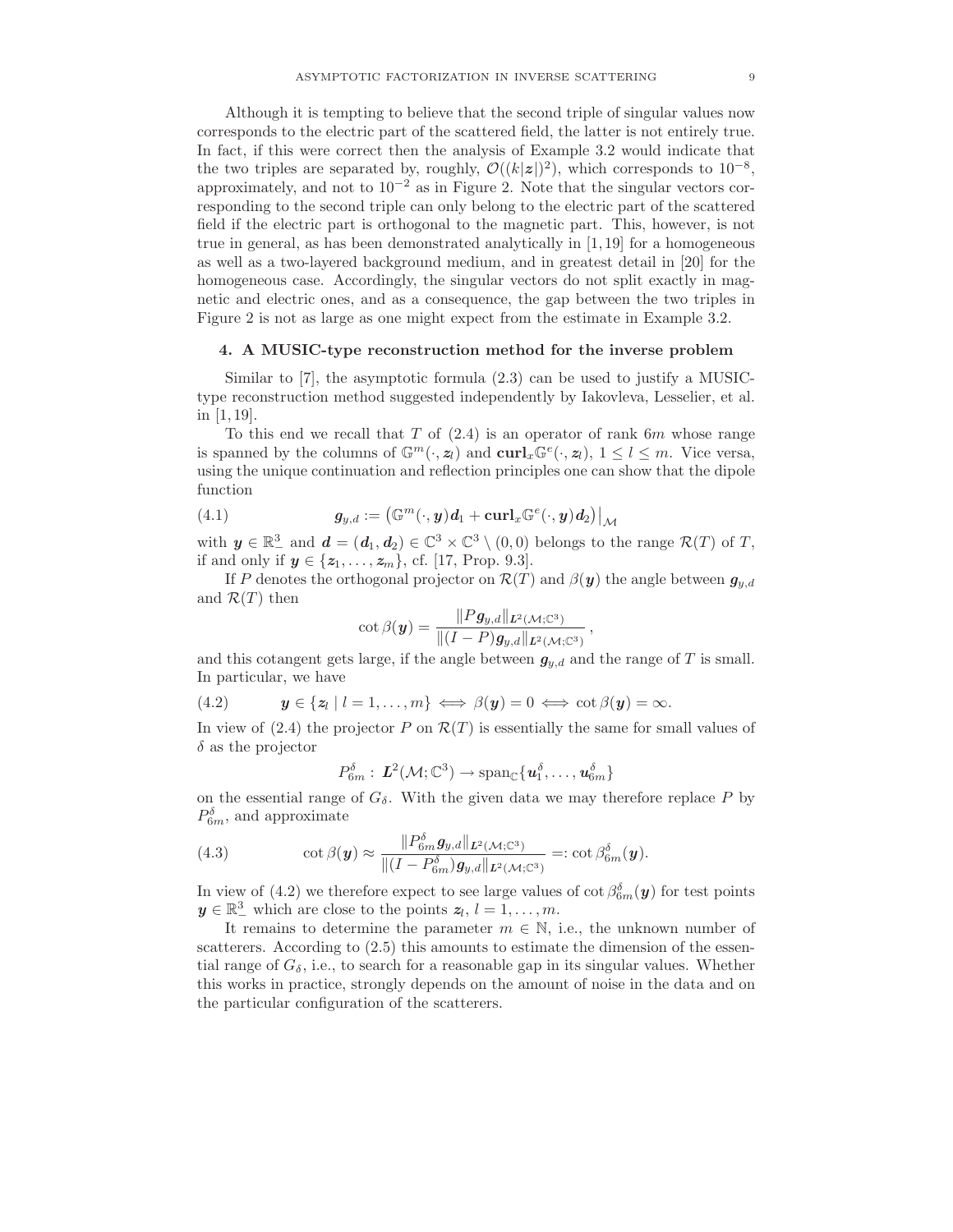Although it is tempting to believe that the second triple of singular values now corresponds to the electric part of the scattered field, the latter is not entirely true. In fact, if this were correct then the analysis of Example 3.2 would indicate that the two triples are separated by, roughly, $\mathcal{O}((k|\boldsymbol{z}|)^2)$, which corresponds to $10^{-8}$, approximately, and not to $10^{-2}$ as in Figure 2. Note that the singular vectors corresponding to the second triple can only belong to the electric part of the scattered field if the electric part is orthogonal to the magnetic part. This, however, is not true in general, as has been demonstrated analytically in [1, 19] for a homogeneous as well as a two-layered background medium, and in greatest detail in [20] for the homogeneous case. Accordingly, the singular vectors do not split exactly in magnetic and electric ones, and as a consequence, the gap between the two triples in Figure 2 is not as large as one might expect from the estimate in Example 3.2.

## 4. A MUSIC-type reconstruction method for the inverse problem

Similar to [7], the asymptotic formula (2.3) can be used to justify a MUSIC-type reconstruction method suggested independently by Iakovleva, Lesselier, et al. in [1, 19].

To this end we recall that $T$ of (2.4) is an operator of rank $6m$ whose range is spanned by the columns of $\mathbb{G}^m(\cdot,\boldsymbol{z}_l)$ and $\mathbf{curl}_x\mathbb{G}^e(\cdot,\boldsymbol{z}_l)$, $1 \leq l \leq m$. Vice versa, using the unique continuation and reflection principles one can show that the dipole function

$$\boldsymbol{g}_{y,d} := \left(\mathbb{G}^m(\cdot,\boldsymbol{y})\boldsymbol{d}_1 + \mathbf{curl}_x\mathbb{G}^e(\cdot,\boldsymbol{y})\boldsymbol{d}_2\right)\big|_{\mathcal{M}} \tag{4.1}$$

with $\boldsymbol{y} \in \mathbb{R}^3_-$ and $\boldsymbol{d} = (\boldsymbol{d}_1,\boldsymbol{d}_2) \in \mathbb{C}^3 \times \mathbb{C}^3 \setminus (0,0)$ belongs to the range $\mathcal{R}(T)$ of $T$, if and only if $\boldsymbol{y} \in \{\boldsymbol{z}_1,\ldots,\boldsymbol{z}_m\}$, cf. [17, Prop. 9.3].

If $P$ denotes the orthogonal projector on $\mathcal{R}(T)$ and $\beta(\boldsymbol{y})$ the angle between $\boldsymbol{g}_{y,d}$ and $\mathcal{R}(T)$ then

$$\cot\beta(\boldsymbol{y}) = \frac{\|P\boldsymbol{g}_{y,d}\|_{\boldsymbol{L}^2(\mathcal{M};\mathbb{C}^3)}}{\|(I-P)\boldsymbol{g}_{y,d}\|_{\boldsymbol{L}^2(\mathcal{M};\mathbb{C}^3)}}\,,$$

and this cotangent gets large, if the angle between $\boldsymbol{g}_{y,d}$ and the range of $T$ is small. In particular, we have

$$\boldsymbol{y} \in \{\boldsymbol{z}_l \mid l = 1,\ldots,m\} \iff \beta(\boldsymbol{y}) = 0 \iff \cot\beta(\boldsymbol{y}) = \infty. \tag{4.2}$$

In view of (2.4) the projector $P$ on $\mathcal{R}(T)$ is essentially the same for small values of $\delta$ as the projector

$$P^\delta_{6m} : \boldsymbol{L}^2(\mathcal{M};\mathbb{C}^3) \to \operatorname{span}_{\mathbb{C}}\{\boldsymbol{u}^\delta_1,\ldots,\boldsymbol{u}^\delta_{6m}\}$$

on the essential range of $G_\delta$. With the given data we may therefore replace $P$ by $P^\delta_{6m}$, and approximate

$$\cot\beta(\boldsymbol{y}) \approx \frac{\|P^\delta_{6m}\boldsymbol{g}_{y,d}\|_{\boldsymbol{L}^2(\mathcal{M};\mathbb{C}^3)}}{\|(I-P^\delta_{6m})\boldsymbol{g}_{y,d}\|_{\boldsymbol{L}^2(\mathcal{M};\mathbb{C}^3)}} =: \cot\beta^\delta_{6m}(\boldsymbol{y}). \tag{4.3}$$

In view of (4.2) we therefore expect to see large values of $\cot\beta^\delta_{6m}(\boldsymbol{y})$ for test points $\boldsymbol{y} \in \mathbb{R}^3_-$ which are close to the points $\boldsymbol{z}_l$, $l = 1,\ldots,m$.

It remains to determine the parameter $m \in \mathbb{N}$, i.e., the unknown number of scatterers. According to (2.5) this amounts to estimate the dimension of the essential range of $G_\delta$, i.e., to search for a reasonable gap in its singular values. Whether this works in practice, strongly depends on the amount of noise in the data and on the particular configuration of the scatterers.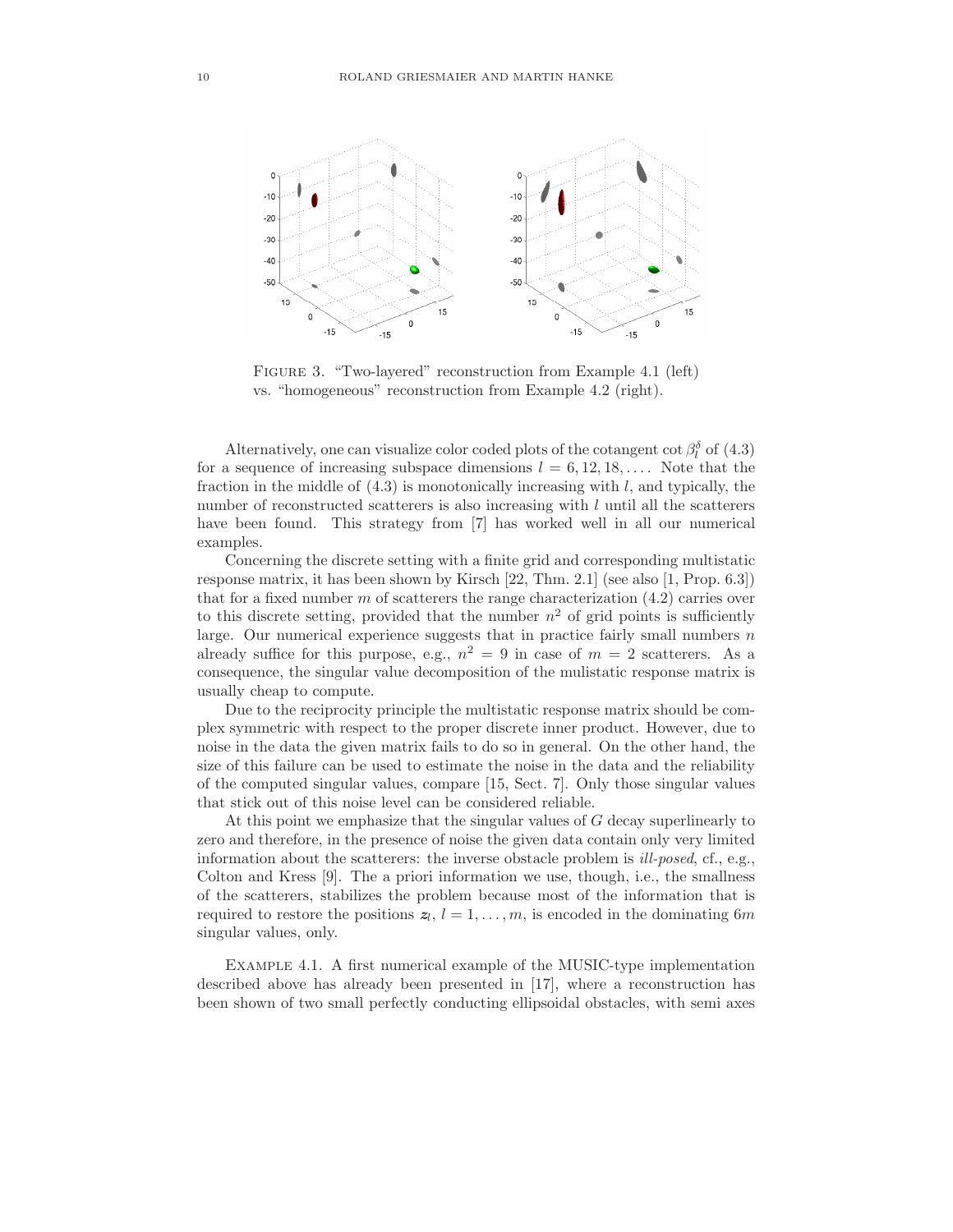FIGURE 3. "Two-layered" reconstruction from Example 4.1 (left) vs. "homogeneous" reconstruction from Example 4.2 (right).

Alternatively, one can visualize color coded plots of the cotangent $\cot \beta_l^\delta$ of (4.3) for a sequence of increasing subspace dimensions $l = 6, 12, 18, \ldots$. Note that the fraction in the middle of (4.3) is monotonically increasing with $l$, and typically, the number of reconstructed scatterers is also increasing with $l$ until all the scatterers have been found. This strategy from [7] has worked well in all our numerical examples.

Concerning the discrete setting with a finite grid and corresponding multistatic response matrix, it has been shown by Kirsch [22, Thm. 2.1] (see also [1, Prop. 6.3]) that for a fixed number $m$ of scatterers the range characterization (4.2) carries over to this discrete setting, provided that the number $n^2$ of grid points is sufficiently large. Our numerical experience suggests that in practice fairly small numbers $n$ already suffice for this purpose, e.g., $n^2 = 9$ in case of $m = 2$ scatterers. As a consequence, the singular value decomposition of the mulistatic response matrix is usually cheap to compute.

Due to the reciprocity principle the multistatic response matrix should be complex symmetric with respect to the proper discrete inner product. However, due to noise in the data the given matrix fails to do so in general. On the other hand, the size of this failure can be used to estimate the noise in the data and the reliability of the computed singular values, compare [15, Sect. 7]. Only those singular values that stick out of this noise level can be considered reliable.

At this point we emphasize that the singular values of $G$ decay superlinearly to zero and therefore, in the presence of noise the given data contain only very limited information about the scatterers: the inverse obstacle problem is *ill-posed*, cf., e.g., Colton and Kress [9]. The a priori information we use, though, i.e., the smallness of the scatterers, stabilizes the problem because most of the information that is required to restore the positions $z_l$, $l = 1, \ldots, m$, is encoded in the dominating $6m$ singular values, only.

EXAMPLE 4.1. A first numerical example of the MUSIC-type implementation described above has already been presented in [17], where a reconstruction has been shown of two small perfectly conducting ellipsoidal obstacles, with semi axes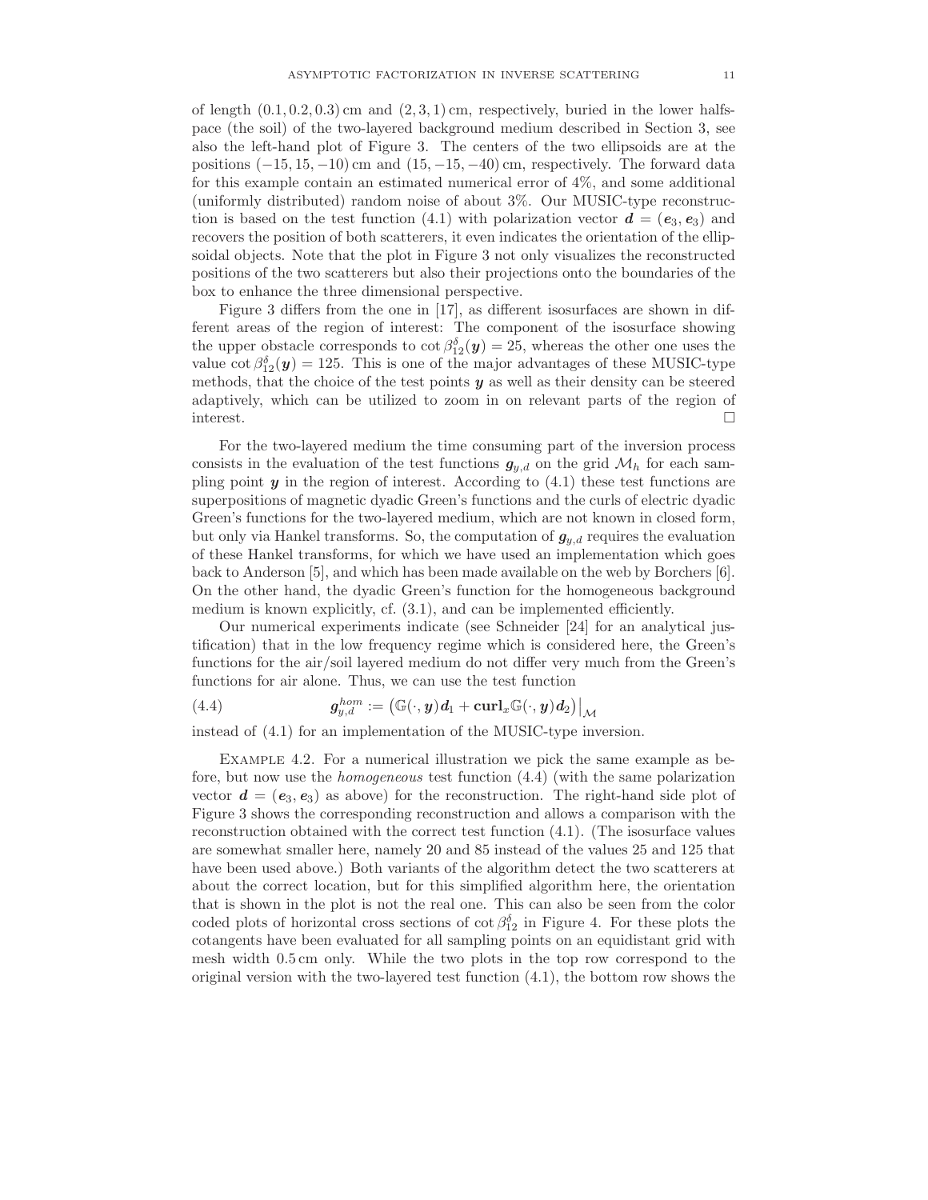of length $(0.1, 0.2, 0.3)$ cm and $(2, 3, 1)$ cm, respectively, buried in the lower halfspace (the soil) of the two-layered background medium described in Section 3, see also the left-hand plot of Figure 3. The centers of the two ellipsoids are at the positions $(-15, 15, -10)$ cm and $(15, -15, -40)$ cm, respectively. The forward data for this example contain an estimated numerical error of 4%, and some additional (uniformly distributed) random noise of about 3%. Our MUSIC-type reconstruction is based on the test function (4.1) with polarization vector $\boldsymbol{d} = (\boldsymbol{e}_3, \boldsymbol{e}_3)$ and recovers the position of both scatterers, it even indicates the orientation of the ellipsoidal objects. Note that the plot in Figure 3 not only visualizes the reconstructed positions of the two scatterers but also their projections onto the boundaries of the box to enhance the three dimensional perspective.

Figure 3 differs from the one in [17], as different isosurfaces are shown in different areas of the region of interest: The component of the isosurface showing the upper obstacle corresponds to $\cot \beta_{12}^{\delta}(\boldsymbol{y}) = 25$, whereas the other one uses the value $\cot \beta_{12}^{\delta}(\boldsymbol{y}) = 125$. This is one of the major advantages of these MUSIC-type methods, that the choice of the test points $\boldsymbol{y}$ as well as their density can be steered adaptively, which can be utilized to zoom in on relevant parts of the region of interest. □

For the two-layered medium the time consuming part of the inversion process consists in the evaluation of the test functions $\boldsymbol{g}_{y,d}$ on the grid $\mathcal{M}_h$ for each sampling point $\boldsymbol{y}$ in the region of interest. According to (4.1) these test functions are superpositions of magnetic dyadic Green's functions and the curls of electric dyadic Green's functions for the two-layered medium, which are not known in closed form, but only via Hankel transforms. So, the computation of $\boldsymbol{g}_{y,d}$ requires the evaluation of these Hankel transforms, for which we have used an implementation which goes back to Anderson [5], and which has been made available on the web by Borchers [6]. On the other hand, the dyadic Green's function for the homogeneous background medium is known explicitly, cf. (3.1), and can be implemented efficiently.

Our numerical experiments indicate (see Schneider [24] for an analytical justification) that in the low frequency regime which is considered here, the Green's functions for the air/soil layered medium do not differ very much from the Green's functions for air alone. Thus, we can use the test function

$$\boldsymbol{g}_{y,d}^{hom} := \left(\mathbb{G}(\cdot, \boldsymbol{y})\boldsymbol{d}_1 + \mathbf{curl}_x \mathbb{G}(\cdot, \boldsymbol{y})\boldsymbol{d}_2\right)\big|_{\mathcal{M}} \tag{4.4}$$

instead of (4.1) for an implementation of the MUSIC-type inversion.

Example 4.2. For a numerical illustration we pick the same example as before, but now use the *homogeneous* test function (4.4) (with the same polarization vector $\boldsymbol{d} = (\boldsymbol{e}_3, \boldsymbol{e}_3)$ as above) for the reconstruction. The right-hand side plot of Figure 3 shows the corresponding reconstruction and allows a comparison with the reconstruction obtained with the correct test function (4.1). (The isosurface values are somewhat smaller here, namely 20 and 85 instead of the values 25 and 125 that have been used above.) Both variants of the algorithm detect the two scatterers at about the correct location, but for this simplified algorithm here, the orientation that is shown in the plot is not the real one. This can also be seen from the color coded plots of horizontal cross sections of $\cot \beta_{12}^{\delta}$ in Figure 4. For these plots the cotangents have been evaluated for all sampling points on an equidistant grid with mesh width 0.5 cm only. While the two plots in the top row correspond to the original version with the two-layered test function (4.1), the bottom row shows the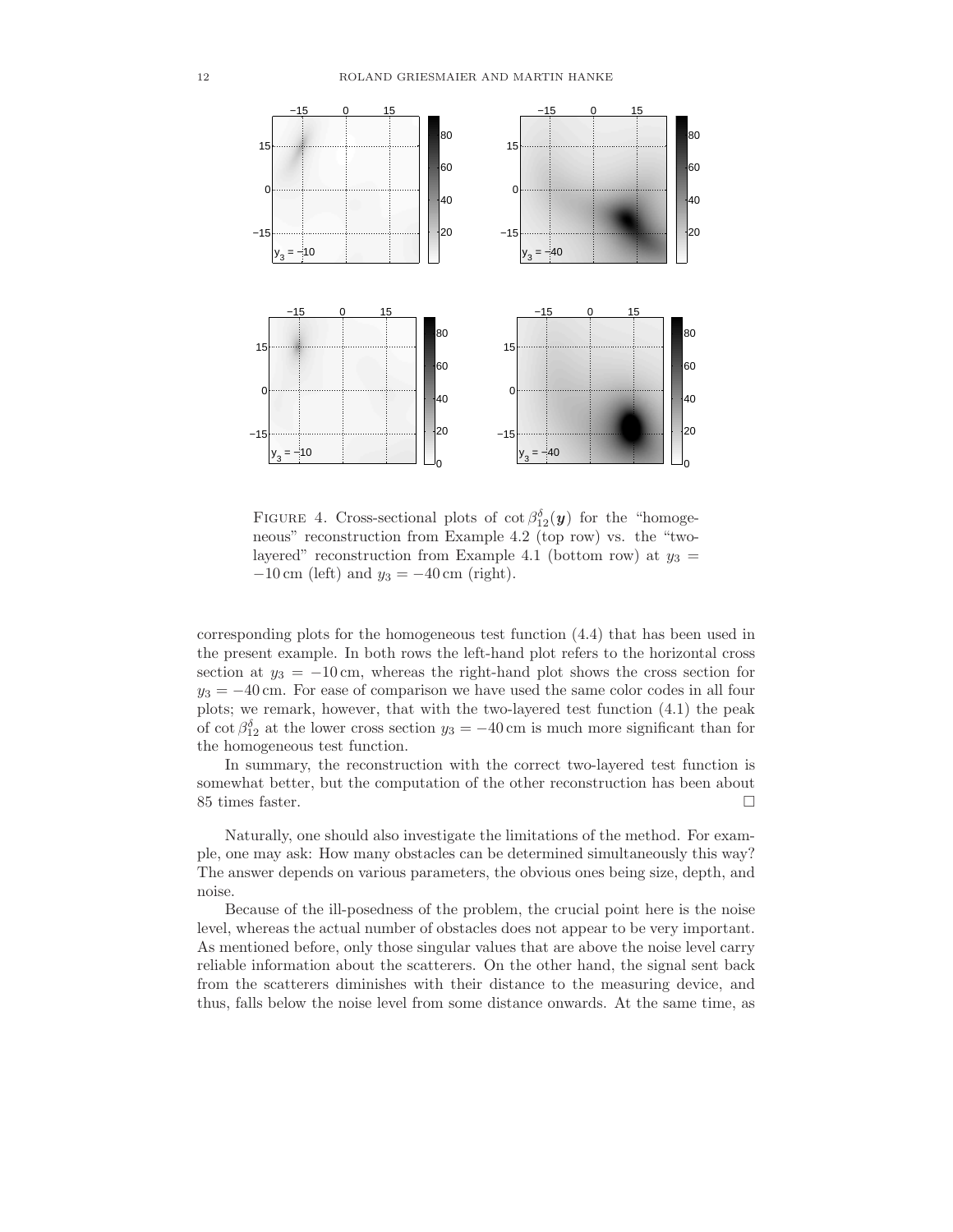FIGURE 4. Cross-sectional plots of $\cot \beta_{12}^{\delta}(\boldsymbol{y})$ for the "homogeneous" reconstruction from Example 4.2 (top row) vs. the "two-layered" reconstruction from Example 4.1 (bottom row) at $y_3 = -10\,\text{cm}$ (left) and $y_3 = -40\,\text{cm}$ (right).

corresponding plots for the homogeneous test function (4.4) that has been used in the present example. In both rows the left-hand plot refers to the horizontal cross section at $y_3 = -10\,\text{cm}$, whereas the right-hand plot shows the cross section for $y_3 = -40\,\text{cm}$. For ease of comparison we have used the same color codes in all four plots; we remark, however, that with the two-layered test function (4.1) the peak of $\cot \beta_{12}^{\delta}$ at the lower cross section $y_3 = -40\,\text{cm}$ is much more significant than for the homogeneous test function.

In summary, the reconstruction with the correct two-layered test function is somewhat better, but the computation of the other reconstruction has been about 85 times faster. □

Naturally, one should also investigate the limitations of the method. For example, one may ask: How many obstacles can be determined simultaneously this way? The answer depends on various parameters, the obvious ones being size, depth, and noise.

Because of the ill-posedness of the problem, the crucial point here is the noise level, whereas the actual number of obstacles does not appear to be very important. As mentioned before, only those singular values that are above the noise level carry reliable information about the scatterers. On the other hand, the signal sent back from the scatterers diminishes with their distance to the measuring device, and thus, falls below the noise level from some distance onwards. At the same time, as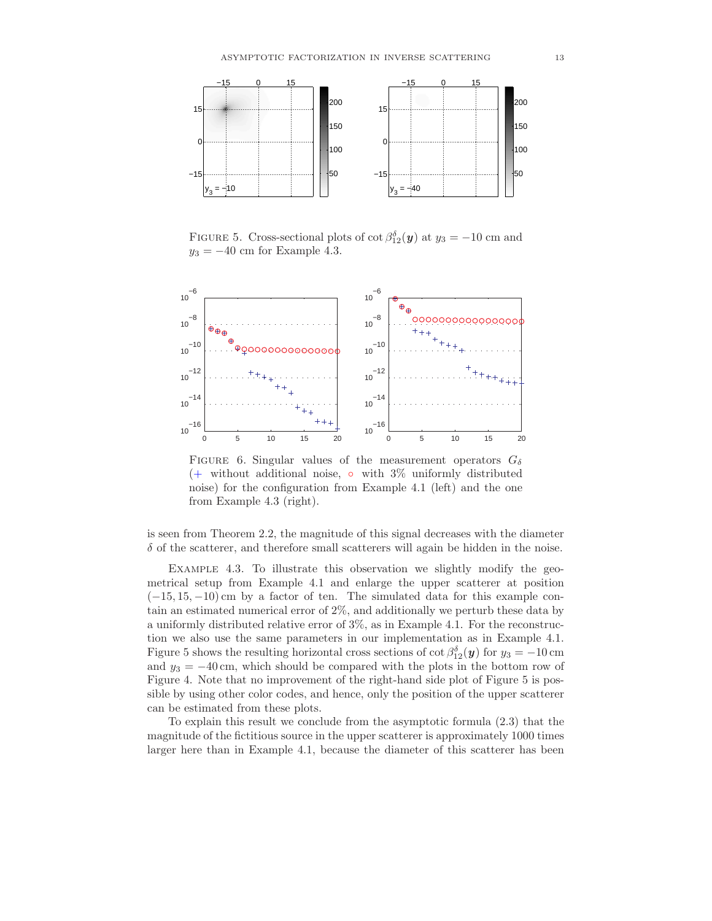FIGURE 5. Cross-sectional plots of $\cot \beta_{12}^{\delta}(\boldsymbol{y})$ at $y_3 = -10$ cm and $y_3 = -40$ cm for Example 4.3.

FIGURE 6. Singular values of the measurement operators $G_\delta$ (+ without additional noise, ∘ with 3% uniformly distributed noise) for the configuration from Example 4.1 (left) and the one from Example 4.3 (right).

is seen from Theorem 2.2, the magnitude of this signal decreases with the diameter $\delta$ of the scatterer, and therefore small scatterers will again be hidden in the noise.

EXAMPLE 4.3. To illustrate this observation we slightly modify the geometrical setup from Example 4.1 and enlarge the upper scatterer at position $(-15, 15, -10)$ cm by a factor of ten. The simulated data for this example contain an estimated numerical error of 2%, and additionally we perturb these data by a uniformly distributed relative error of 3%, as in Example 4.1. For the reconstruction we also use the same parameters in our implementation as in Example 4.1. Figure 5 shows the resulting horizontal cross sections of $\cot \beta_{12}^{\delta}(\boldsymbol{y})$ for $y_3 = -10$ cm and $y_3 = -40$ cm, which should be compared with the plots in the bottom row of Figure 4. Note that no improvement of the right-hand side plot of Figure 5 is possible by using other color codes, and hence, only the position of the upper scatterer can be estimated from these plots.

To explain this result we conclude from the asymptotic formula (2.3) that the magnitude of the fictitious source in the upper scatterer is approximately 1000 times larger here than in Example 4.1, because the diameter of this scatterer has been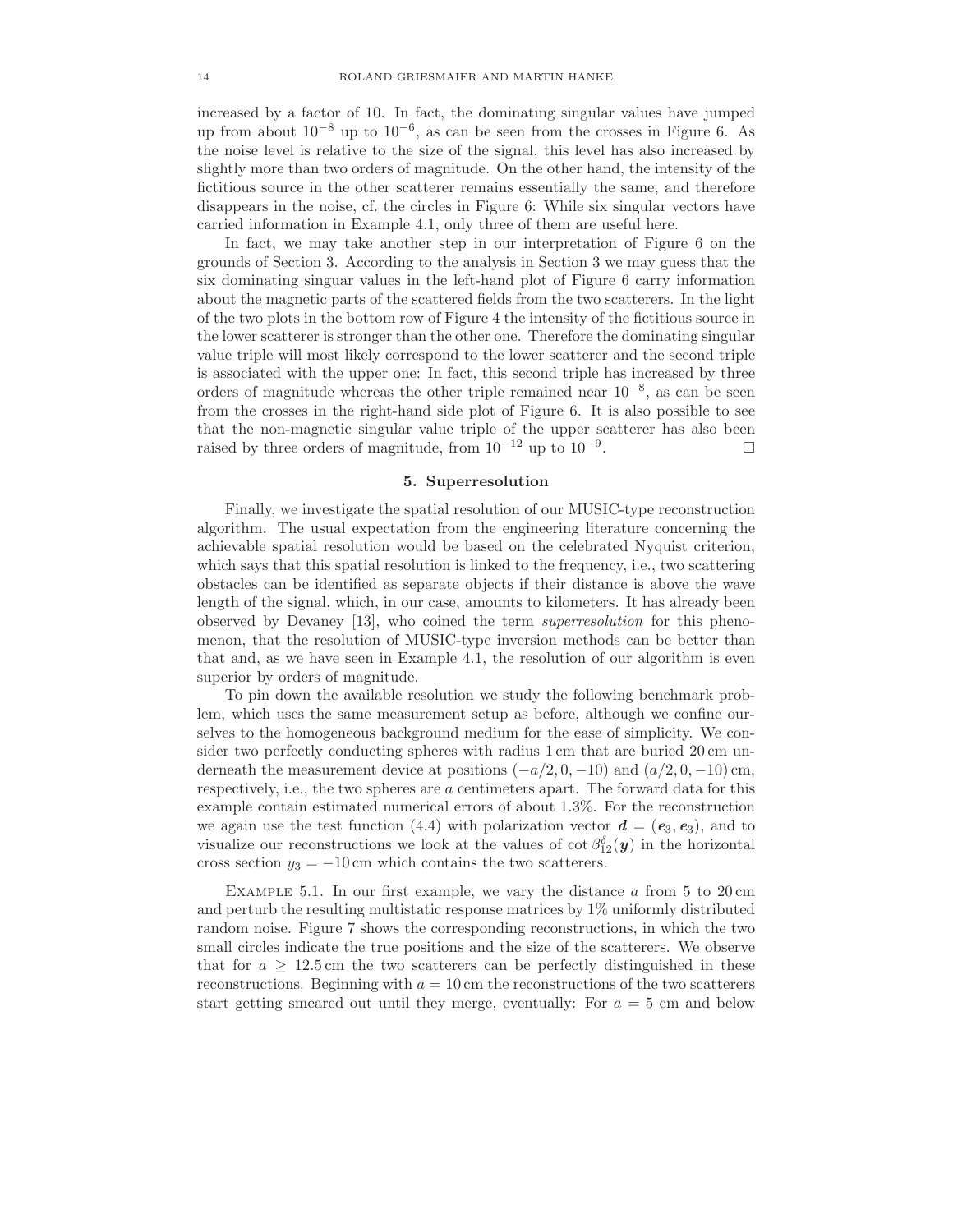increased by a factor of 10. In fact, the dominating singular values have jumped up from about $10^{-8}$ up to $10^{-6}$, as can be seen from the crosses in Figure 6. As the noise level is relative to the size of the signal, this level has also increased by slightly more than two orders of magnitude. On the other hand, the intensity of the fictitious source in the other scatterer remains essentially the same, and therefore disappears in the noise, cf. the circles in Figure 6: While six singular vectors have carried information in Example 4.1, only three of them are useful here.

In fact, we may take another step in our interpretation of Figure 6 on the grounds of Section 3. According to the analysis in Section 3 we may guess that the six dominating singuar values in the left-hand plot of Figure 6 carry information about the magnetic parts of the scattered fields from the two scatterers. In the light of the two plots in the bottom row of Figure 4 the intensity of the fictitious source in the lower scatterer is stronger than the other one. Therefore the dominating singular value triple will most likely correspond to the lower scatterer and the second triple is associated with the upper one: In fact, this second triple has increased by three orders of magnitude whereas the other triple remained near $10^{-8}$, as can be seen from the crosses in the right-hand side plot of Figure 6. It is also possible to see that the non-magnetic singular value triple of the upper scatterer has also been raised by three orders of magnitude, from $10^{-12}$ up to $10^{-9}$. □

## 5. Superresolution

Finally, we investigate the spatial resolution of our MUSIC-type reconstruction algorithm. The usual expectation from the engineering literature concerning the achievable spatial resolution would be based on the celebrated Nyquist criterion, which says that this spatial resolution is linked to the frequency, i.e., two scattering obstacles can be identified as separate objects if their distance is above the wave length of the signal, which, in our case, amounts to kilometers. It has already been observed by Devaney [13], who coined the term *superresolution* for this phenomenon, that the resolution of MUSIC-type inversion methods can be better than that and, as we have seen in Example 4.1, the resolution of our algorithm is even superior by orders of magnitude.

To pin down the available resolution we study the following benchmark problem, which uses the same measurement setup as before, although we confine ourselves to the homogeneous background medium for the ease of simplicity. We consider two perfectly conducting spheres with radius 1 cm that are buried 20 cm underneath the measurement device at positions $(-a/2, 0, -10)$ and $(a/2, 0, -10)$ cm, respectively, i.e., the two spheres are $a$ centimeters apart. The forward data for this example contain estimated numerical errors of about 1.3%. For the reconstruction we again use the test function (4.4) with polarization vector $\boldsymbol{d} = (\boldsymbol{e}_3, \boldsymbol{e}_3)$, and to visualize our reconstructions we look at the values of $\cot \beta_{12}^{\delta}(\boldsymbol{y})$ in the horizontal cross section $y_3 = -10$ cm which contains the two scatterers.

Example 5.1. In our first example, we vary the distance $a$ from 5 to 20 cm and perturb the resulting multistatic response matrices by 1% uniformly distributed random noise. Figure 7 shows the corresponding reconstructions, in which the two small circles indicate the true positions and the size of the scatterers. We observe that for $a \geq 12.5$ cm the two scatterers can be perfectly distinguished in these reconstructions. Beginning with $a = 10$ cm the reconstructions of the two scatterers start getting smeared out until they merge, eventually: For $a = 5$ cm and below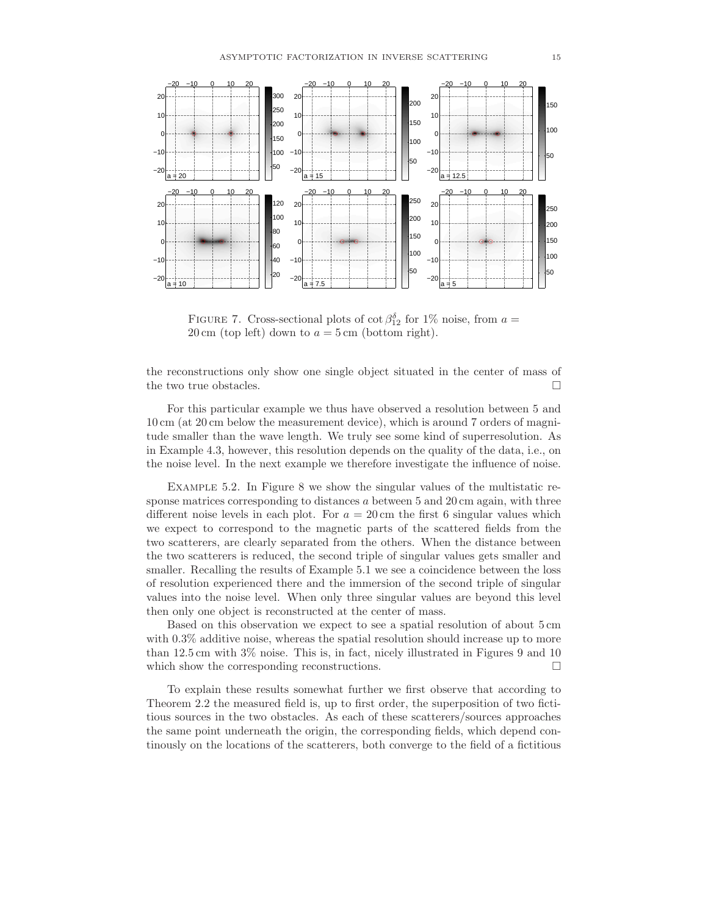FIGURE 7. Cross-sectional plots of $\cot \beta_{12}^{\delta}$ for 1% noise, from $a = 20\,\text{cm}$ (top left) down to $a = 5\,\text{cm}$ (bottom right).

the reconstructions only show one single object situated in the center of mass of the two true obstacles. □

For this particular example we thus have observed a resolution between 5 and 10 cm (at 20 cm below the measurement device), which is around 7 orders of magnitude smaller than the wave length. We truly see some kind of superresolution. As in Example 4.3, however, this resolution depends on the quality of the data, i.e., on the noise level. In the next example we therefore investigate the influence of noise.

EXAMPLE 5.2. In Figure 8 we show the singular values of the multistatic response matrices corresponding to distances $a$ between 5 and 20 cm again, with three different noise levels in each plot. For $a = 20\,\text{cm}$ the first 6 singular values which we expect to correspond to the magnetic parts of the scattered fields from the two scatterers, are clearly separated from the others. When the distance between the two scatterers is reduced, the second triple of singular values gets smaller and smaller. Recalling the results of Example 5.1 we see a coincidence between the loss of resolution experienced there and the immersion of the second triple of singular values into the noise level. When only three singular values are beyond this level then only one object is reconstructed at the center of mass.

Based on this observation we expect to see a spatial resolution of about 5 cm with 0.3% additive noise, whereas the spatial resolution should increase up to more than 12.5 cm with 3% noise. This is, in fact, nicely illustrated in Figures 9 and 10 which show the corresponding reconstructions. □

To explain these results somewhat further we first observe that according to Theorem 2.2 the measured field is, up to first order, the superposition of two fictitious sources in the two obstacles. As each of these scatterers/sources approaches the same point underneath the origin, the corresponding fields, which depend continously on the locations of the scatterers, both converge to the field of a fictitious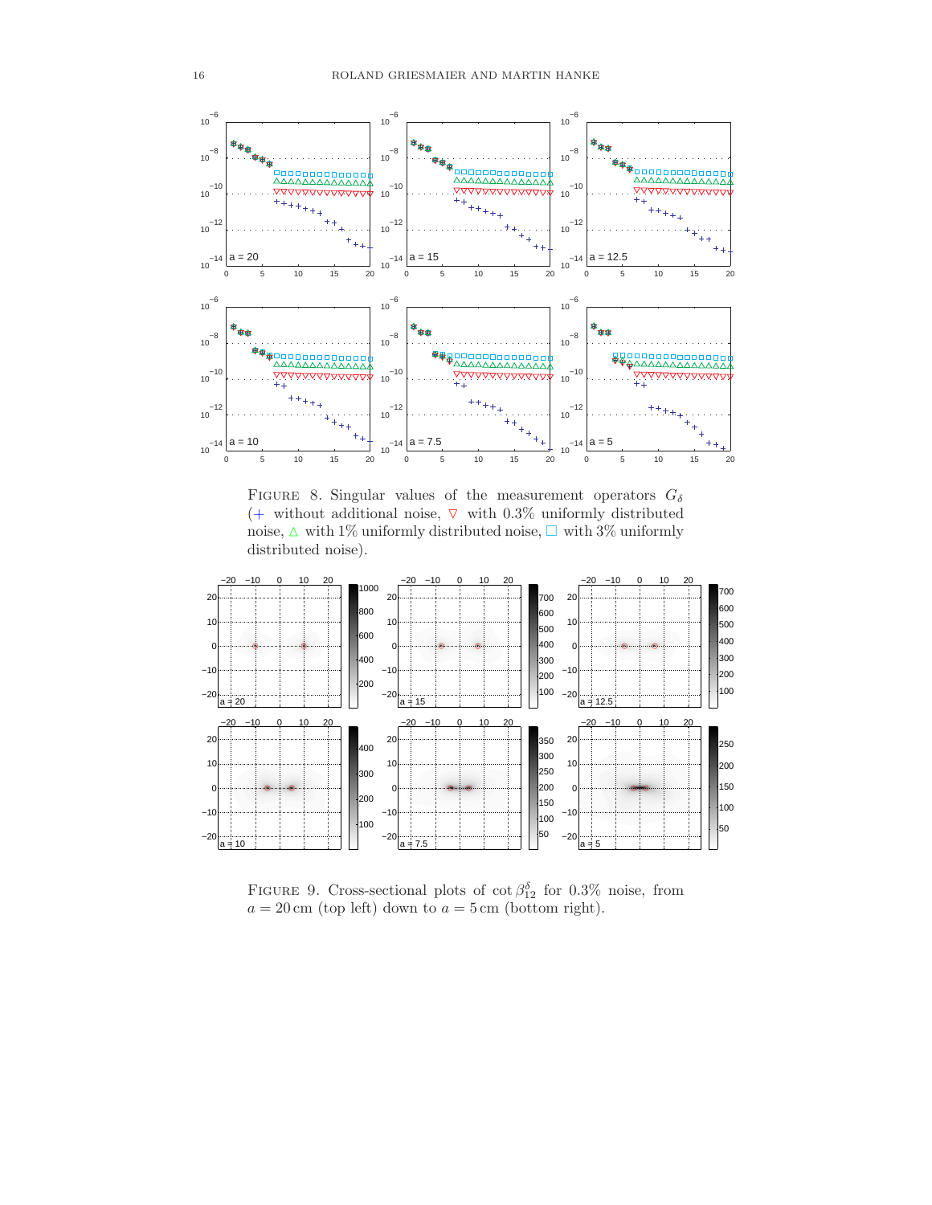Figure 8. Singular values of the measurement operators $G_\delta$ ($+$ without additional noise, $\triangledown$ with 0.3% uniformly distributed noise, $\triangle$ with 1% uniformly distributed noise, $\square$ with 3% uniformly distributed noise).

Figure 9. Cross-sectional plots of $\cot \beta_{12}^\delta$ for 0.3% noise, from $a = 20\,\mathrm{cm}$ (top left) down to $a = 5\,\mathrm{cm}$ (bottom right).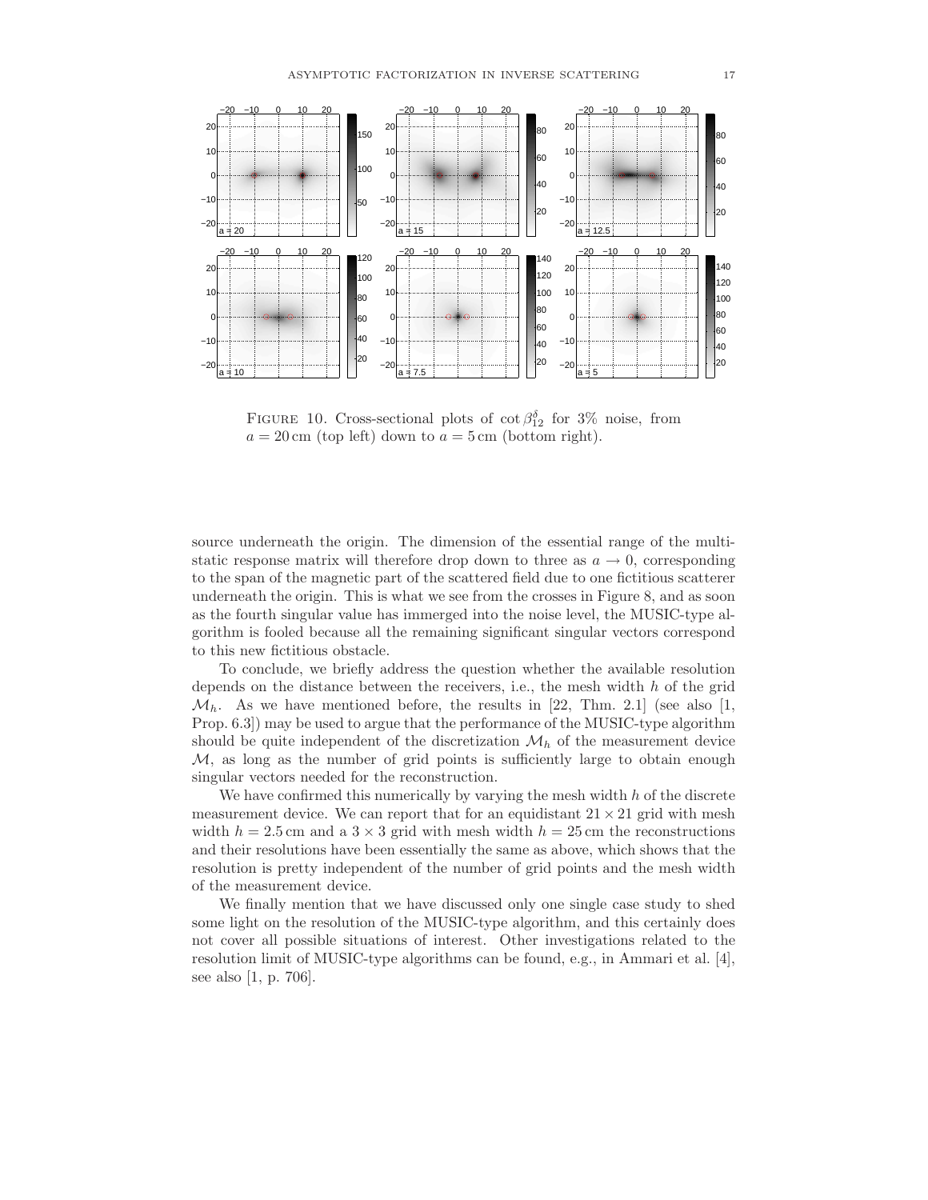FIGURE 10. Cross-sectional plots of $\cot\beta_{12}^{\delta}$ for 3% noise, from $a = 20\,\text{cm}$ (top left) down to $a = 5\,\text{cm}$ (bottom right).

source underneath the origin. The dimension of the essential range of the multistatic response matrix will therefore drop down to three as $a \to 0$, corresponding to the span of the magnetic part of the scattered field due to one fictitious scatterer underneath the origin. This is what we see from the crosses in Figure 8, and as soon as the fourth singular value has immerged into the noise level, the MUSIC-type algorithm is fooled because all the remaining significant singular vectors correspond to this new fictitious obstacle.

To conclude, we briefly address the question whether the available resolution depends on the distance between the receivers, i.e., the mesh width $h$ of the grid $\mathcal{M}_h$. As we have mentioned before, the results in [22, Thm. 2.1] (see also [1, Prop. 6.3]) may be used to argue that the performance of the MUSIC-type algorithm should be quite independent of the discretization $\mathcal{M}_h$ of the measurement device $\mathcal{M}$, as long as the number of grid points is sufficiently large to obtain enough singular vectors needed for the reconstruction.

We have confirmed this numerically by varying the mesh width $h$ of the discrete measurement device. We can report that for an equidistant $21 \times 21$ grid with mesh width $h = 2.5\,\text{cm}$ and a $3 \times 3$ grid with mesh width $h = 25\,\text{cm}$ the reconstructions and their resolutions have been essentially the same as above, which shows that the resolution is pretty independent of the number of grid points and the mesh width of the measurement device.

We finally mention that we have discussed only one single case study to shed some light on the resolution of the MUSIC-type algorithm, and this certainly does not cover all possible situations of interest. Other investigations related to the resolution limit of MUSIC-type algorithms can be found, e.g., in Ammari et al. [4], see also [1, p. 706].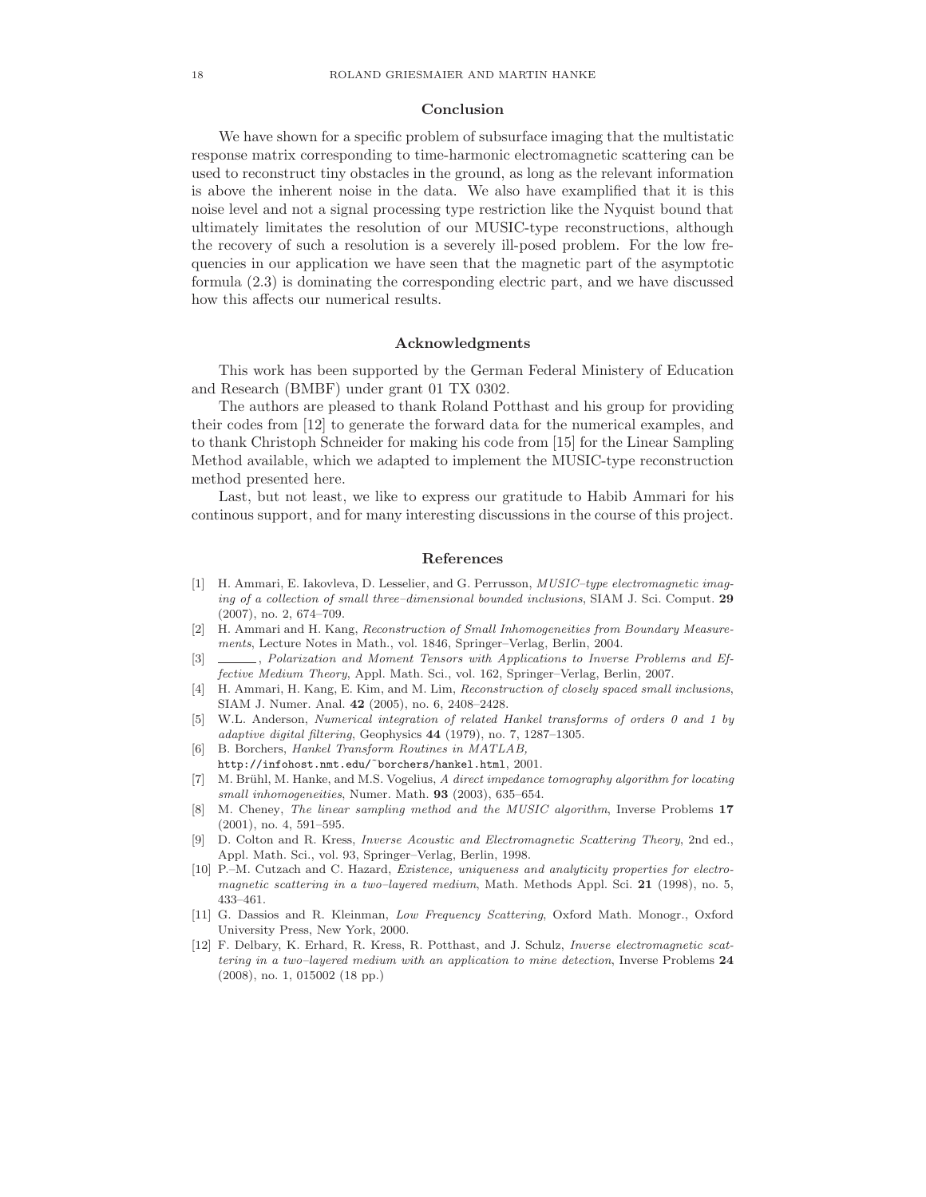## Conclusion

We have shown for a specific problem of subsurface imaging that the multistatic response matrix corresponding to time-harmonic electromagnetic scattering can be used to reconstruct tiny obstacles in the ground, as long as the relevant information is above the inherent noise in the data. We also have examplified that it is this noise level and not a signal processing type restriction like the Nyquist bound that ultimately limitates the resolution of our MUSIC-type reconstructions, although the recovery of such a resolution is a severely ill-posed problem. For the low frequencies in our application we have seen that the magnetic part of the asymptotic formula (2.3) is dominating the corresponding electric part, and we have discussed how this affects our numerical results.

## Acknowledgments

This work has been supported by the German Federal Ministery of Education and Research (BMBF) under grant 01 TX 0302.

The authors are pleased to thank Roland Potthast and his group for providing their codes from [12] to generate the forward data for the numerical examples, and to thank Christoph Schneider for making his code from [15] for the Linear Sampling Method available, which we adapted to implement the MUSIC-type reconstruction method presented here.

Last, but not least, we like to express our gratitude to Habib Ammari for his continous support, and for many interesting discussions in the course of this project.

## References

[1] H. Ammari, E. Iakovleva, D. Lesselier, and G. Perrusson, *MUSIC–type electromagnetic imaging of a collection of small three–dimensional bounded inclusions*, SIAM J. Sci. Comput. **29** (2007), no. 2, 674–709.

[2] H. Ammari and H. Kang, *Reconstruction of Small Inhomogeneities from Boundary Measurements*, Lecture Notes in Math., vol. 1846, Springer–Verlag, Berlin, 2004.

[3] ———, *Polarization and Moment Tensors with Applications to Inverse Problems and Effective Medium Theory*, Appl. Math. Sci., vol. 162, Springer–Verlag, Berlin, 2007.

[4] H. Ammari, H. Kang, E. Kim, and M. Lim, *Reconstruction of closely spaced small inclusions*, SIAM J. Numer. Anal. **42** (2005), no. 6, 2408–2428.

[5] W.L. Anderson, *Numerical integration of related Hankel transforms of orders 0 and 1 by adaptive digital filtering*, Geophysics **44** (1979), no. 7, 1287–1305.

[6] B. Borchers, *Hankel Transform Routines in MATLAB,* `http://infohost.nmt.edu/~borchers/hankel.html`, 2001.

[7] M. Brühl, M. Hanke, and M.S. Vogelius, *A direct impedance tomography algorithm for locating small inhomogeneities*, Numer. Math. **93** (2003), 635–654.

[8] M. Cheney, *The linear sampling method and the MUSIC algorithm*, Inverse Problems **17** (2001), no. 4, 591–595.

[9] D. Colton and R. Kress, *Inverse Acoustic and Electromagnetic Scattering Theory*, 2nd ed., Appl. Math. Sci., vol. 93, Springer–Verlag, Berlin, 1998.

[10] P.–M. Cutzach and C. Hazard, *Existence, uniqueness and analyticity properties for electromagnetic scattering in a two–layered medium*, Math. Methods Appl. Sci. **21** (1998), no. 5, 433–461.

[11] G. Dassios and R. Kleinman, *Low Frequency Scattering*, Oxford Math. Monogr., Oxford University Press, New York, 2000.

[12] F. Delbary, K. Erhard, R. Kress, R. Potthast, and J. Schulz, *Inverse electromagnetic scattering in a two–layered medium with an application to mine detection*, Inverse Problems **24** (2008), no. 1, 015002 (18 pp.)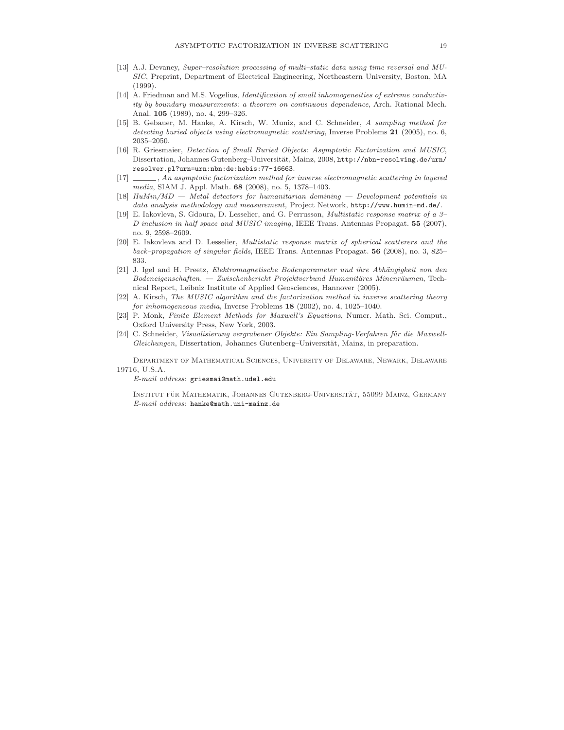[13] A.J. Devaney, *Super–resolution processing of multi–static data using time reversal and MUSIC*, Preprint, Department of Electrical Engineering, Northeastern University, Boston, MA (1999).

[14] A. Friedman and M.S. Vogelius, *Identification of small inhomogeneities of extreme conductivity by boundary measurements: a theorem on continuous dependence*, Arch. Rational Mech. Anal. **105** (1989), no. 4, 299–326.

[15] B. Gebauer, M. Hanke, A. Kirsch, W. Muniz, and C. Schneider, *A sampling method for detecting buried objects using electromagnetic scattering*, Inverse Problems **21** (2005), no. 6, 2035–2050.

[16] R. Griesmaier, *Detection of Small Buried Objects: Asymptotic Factorization and MUSIC*, Dissertation, Johannes Gutenberg–Universität, Mainz, 2008, `http://nbn-resolving.de/urn/resolver.pl?urn=urn:nbn:de:hebis:77-16663`.

[17] ______, *An asymptotic factorization method for inverse electromagnetic scattering in layered media*, SIAM J. Appl. Math. **68** (2008), no. 5, 1378–1403.

[18] *HuMin/MD — Metal detectors for humanitarian demining — Development potentials in data analysis methodology and measurement,* Project Network, `http://www.humin-md.de/`.

[19] E. Iakovleva, S. Gdoura, D. Lesselier, and G. Perrusson, *Multistatic response matrix of a 3–D inclusion in half space and MUSIC imaging*, IEEE Trans. Antennas Propagat. **55** (2007), no. 9, 2598–2609.

[20] E. Iakovleva and D. Lesselier, *Multistatic response matrix of spherical scatterers and the back–propagation of singular fields*, IEEE Trans. Antennas Propagat. **56** (2008), no. 3, 825–833.

[21] J. Igel and H. Preetz, *Elektromagnetische Bodenparameter und ihre Abhängigkeit von den Bodeneigenschaften. — Zwischenbericht Projektverbund Humanitäres Minenräumen*, Technical Report, Leibniz Institute of Applied Geosciences, Hannover (2005).

[22] A. Kirsch, *The MUSIC algorithm and the factorization method in inverse scattering theory for inhomogeneous media*, Inverse Problems **18** (2002), no. 4, 1025–1040.

[23] P. Monk, *Finite Element Methods for Maxwell's Equations*, Numer. Math. Sci. Comput., Oxford University Press, New York, 2003.

[24] C. Schneider, *Visualisierung vergrabener Objekte: Ein Sampling-Verfahren für die Maxwell-Gleichungen*, Dissertation, Johannes Gutenberg–Universität, Mainz, in preparation.

Department of Mathematical Sciences, University of Delaware, Newark, Delaware 19716, U.S.A.

*E-mail address*: `griesmai@math.udel.edu`

Institut für Mathematik, Johannes Gutenberg-Universität, 55099 Mainz, Germany

*E-mail address*: `hanke@math.uni-mainz.de`